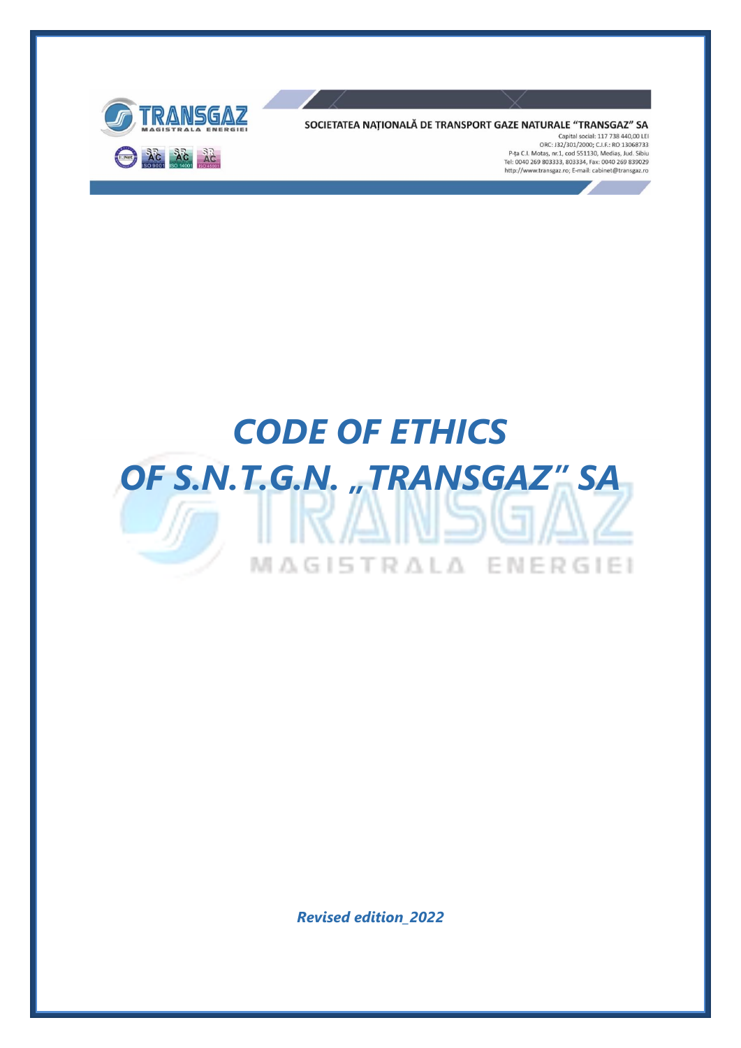SOCIETATEA NAȚIONALĂ DE TRANSPORT GAZE NATURALE "TRANSGAZ" SA

Capital social: 117 738 440,00 LEI
ORC: J32/301/2000; C.I.F.: RO 13068733
P-ța C.I. Motaș, nr.1, cod 551130, Mediaș, Jud. Sibiu
Tel: 0040 269 803333, 803334, Fax: 0040 269 839029
http://www.transgaz.ro; E-mail: cabinet@transgaz.ro

# *CODE OF ETHICS*
# *OF S.N.T.G.N. „TRANSGAZ" SA*

***Revised edition_2022***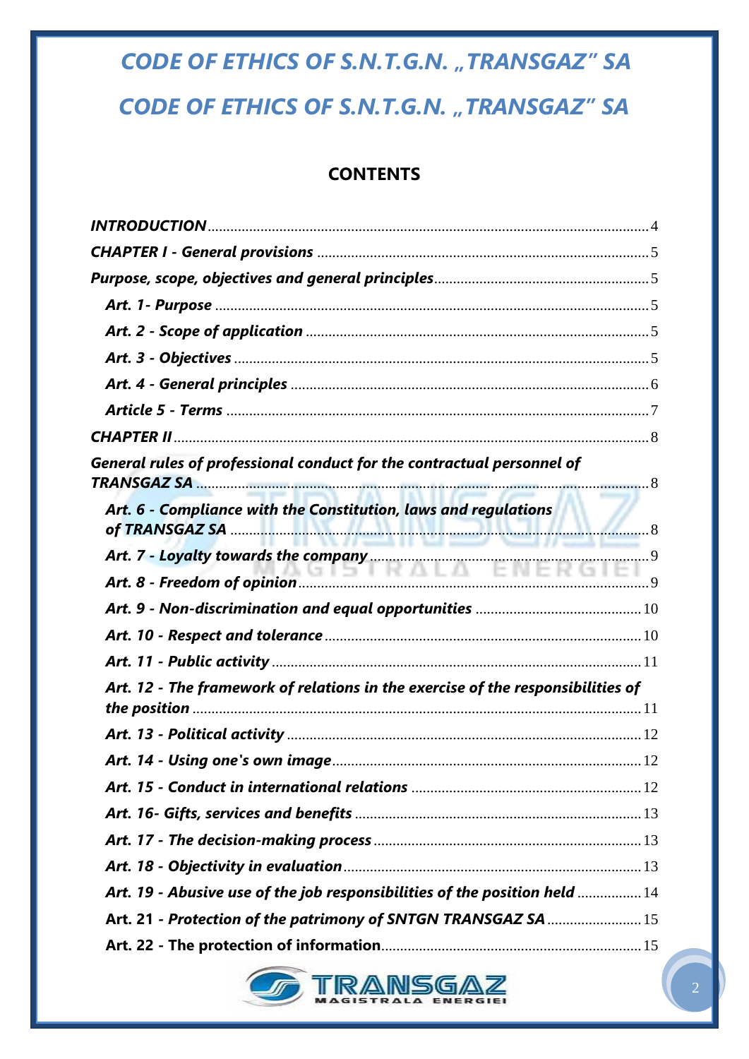# CODE OF ETHICS OF S.N.T.G.N. „TRANSGAZ" SA

# CODE OF ETHICS OF S.N.T.G.N. „TRANSGAZ" SA

## CONTENTS

*INTRODUCTION* ........ 4

*CHAPTER I - General provisions* ........ 5

*Purpose, scope, objectives and general principles* ........ 5

- *Art. 1- Purpose* ........ 5
- *Art. 2 - Scope of application* ........ 5
- *Art. 3 - Objectives* ........ 5
- *Art. 4 - General principles* ........ 6
- *Article 5 - Terms* ........ 7

*CHAPTER II* ........ 8

*General rules of professional conduct for the contractual personnel of TRANSGAZ SA* ........ 8

- *Art. 6 - Compliance with the Constitution, laws and regulations of TRANSGAZ SA* ........ 8
- *Art. 7 - Loyalty towards the company* ........ 9
- *Art. 8 - Freedom of opinion* ........ 9
- *Art. 9 - Non-discrimination and equal opportunities* ........ 10
- *Art. 10 - Respect and tolerance* ........ 10
- *Art. 11 - Public activity* ........ 11
- *Art. 12 - The framework of relations in the exercise of the responsibilities of the position* ........ 11
- *Art. 13 - Political activity* ........ 12
- *Art. 14 - Using one's own image* ........ 12
- *Art. 15 - Conduct in international relations* ........ 12
- *Art. 16- Gifts, services and benefits* ........ 13
- *Art. 17 - The decision-making process* ........ 13
- *Art. 18 - Objectivity in evaluation* ........ 13
- *Art. 19 - Abusive use of the job responsibilities of the position held* ........ 14
- **Art. 21** *- Protection of the patrimony of SNTGN TRANSGAZ SA* ........ 15
- **Art. 22 - The protection of information** ........ 15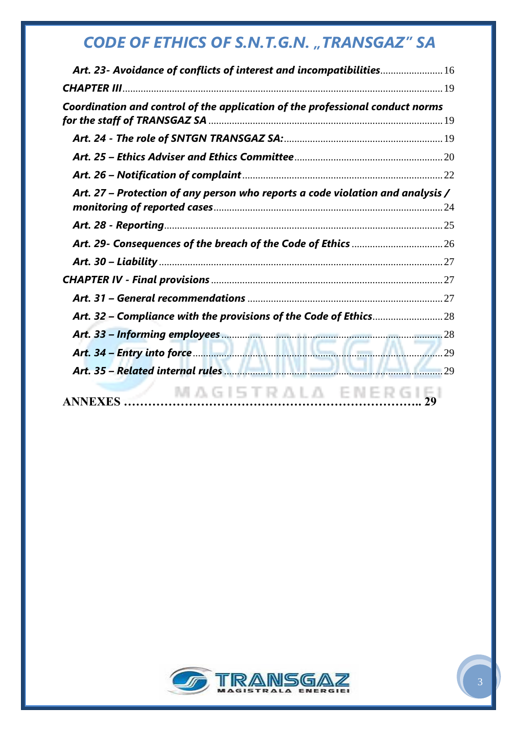*Art. 23- Avoidance of conflicts of interest and incompatibilities*........................16

*CHAPTER III*..........................................................................................................19

*Coordination and control of the application of the professional conduct norms for the staff of TRANSGAZ SA*..........................................................................................19

*Art. 24 - The role of SNTGN TRANSGAZ SA:*.............................................................19

*Art. 25 – Ethics Adviser and Ethics Committee*..........................................................20

*Art. 26 – Notification of complaint*.............................................................................22

*Art. 27 – Protection of any person who reports a code violation and analysis / monitoring of reported cases*.........................................................................................24

*Art. 28 - Reporting*..........................................................................................................25

*Art. 29- Consequences of the breach of the Code of Ethics*...................................26

*Art. 30 – Liability*.............................................................................................................27

*CHAPTER IV - Final provisions*.........................................................................................27

*Art. 31 – General recommendations*...........................................................................27

*Art. 32 – Compliance with the provisions of the Code of Ethics*...........................28

*Art. 33 – Informing employees*.....................................................................................28

*Art. 34 – Entry into force*...............................................................................................29

*Art. 35 – Related internal rules*.....................................................................................29

**ANNEXES ………………………………………………………….. 29**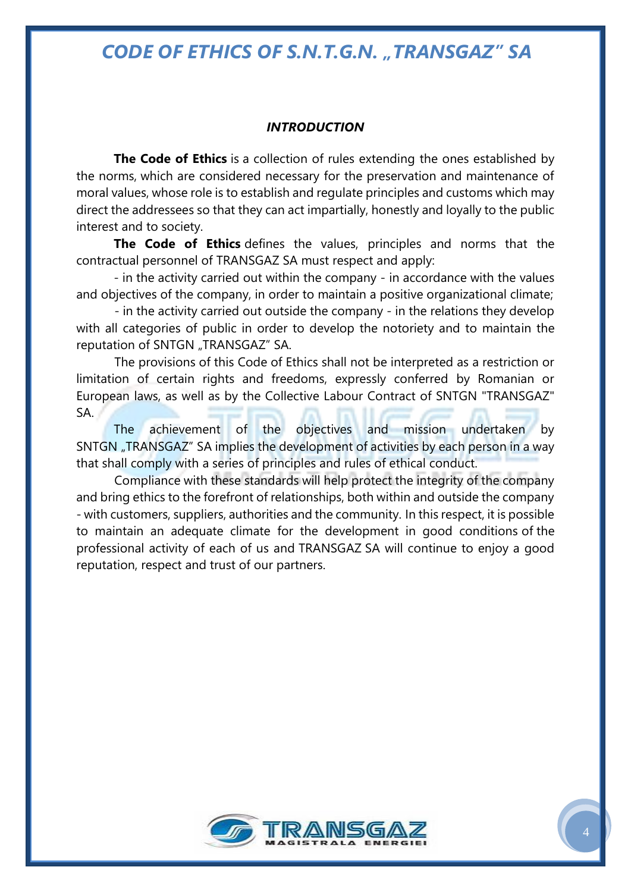# CODE OF ETHICS OF S.N.T.G.N. „TRANSGAZ" SA

## *INTRODUCTION*

**The Code of Ethics** is a collection of rules extending the ones established by the norms, which are considered necessary for the preservation and maintenance of moral values, whose role is to establish and regulate principles and customs which may direct the addressees so that they can act impartially, honestly and loyally to the public interest and to society.

**The Code of Ethics** defines the values, principles and norms that the contractual personnel of TRANSGAZ SA must respect and apply:

- in the activity carried out within the company - in accordance with the values and objectives of the company, in order to maintain a positive organizational climate;
- in the activity carried out outside the company - in the relations they develop with all categories of public in order to develop the notoriety and to maintain the reputation of SNTGN „TRANSGAZ" SA.

The provisions of this Code of Ethics shall not be interpreted as a restriction or limitation of certain rights and freedoms, expressly conferred by Romanian or European laws, as well as by the Collective Labour Contract of SNTGN "TRANSGAZ" SA.

The achievement of the objectives and mission undertaken by SNTGN „TRANSGAZ" SA implies the development of activities by each person in a way that shall comply with a series of principles and rules of ethical conduct.

Compliance with these standards will help protect the integrity of the company and bring ethics to the forefront of relationships, both within and outside the company - with customers, suppliers, authorities and the community. In this respect, it is possible to maintain an adequate climate for the development in good conditions of the professional activity of each of us and TRANSGAZ SA will continue to enjoy a good reputation, respect and trust of our partners.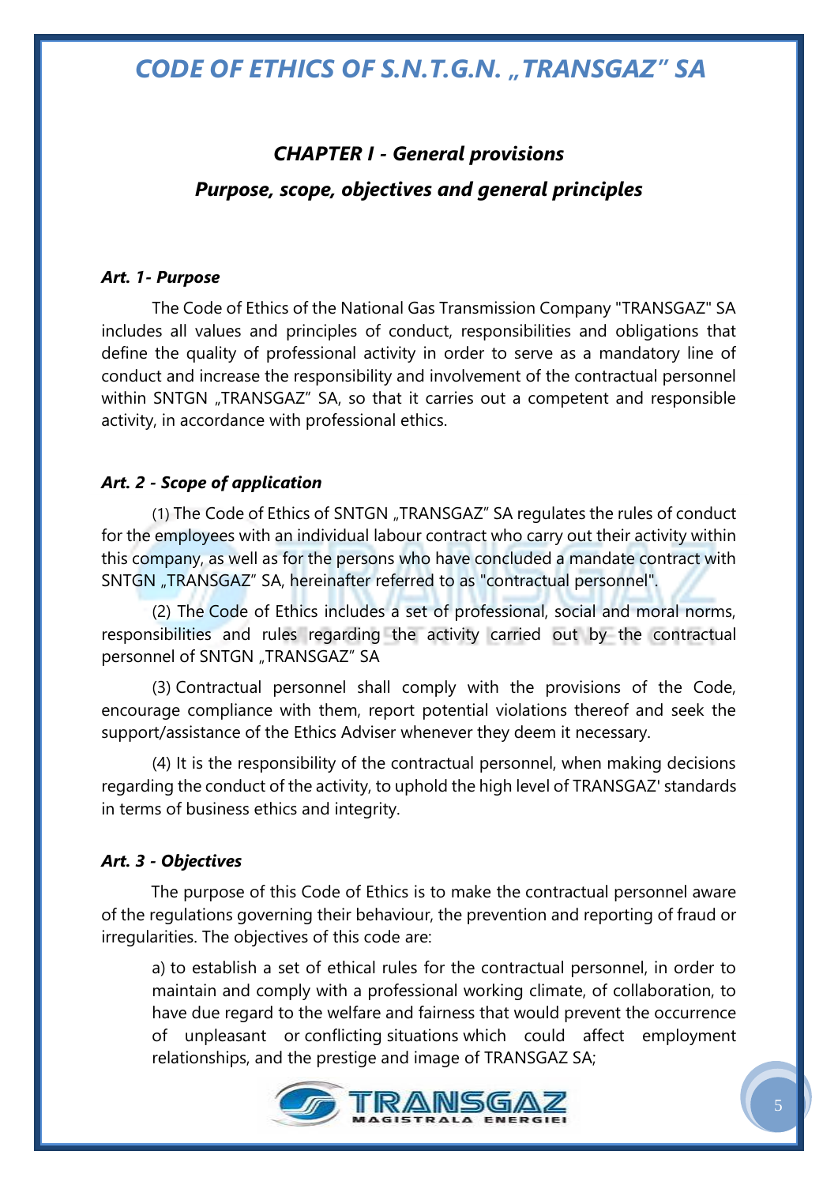# CODE OF ETHICS OF S.N.T.G.N. „TRANSGAZ" SA

## *CHAPTER I - General provisions*

## *Purpose, scope, objectives and general principles*

### *Art. 1- Purpose*

The Code of Ethics of the National Gas Transmission Company "TRANSGAZ" SA includes all values and principles of conduct, responsibilities and obligations that define the quality of professional activity in order to serve as a mandatory line of conduct and increase the responsibility and involvement of the contractual personnel within SNTGN „TRANSGAZ" SA, so that it carries out a competent and responsible activity, in accordance with professional ethics.

### *Art. 2 - Scope of application*

(1) The Code of Ethics of SNTGN „TRANSGAZ" SA regulates the rules of conduct for the employees with an individual labour contract who carry out their activity within this company, as well as for the persons who have concluded a mandate contract with SNTGN „TRANSGAZ" SA, hereinafter referred to as "contractual personnel".

(2) The Code of Ethics includes a set of professional, social and moral norms, responsibilities and rules regarding the activity carried out by the contractual personnel of SNTGN „TRANSGAZ" SA

(3) Contractual personnel shall comply with the provisions of the Code, encourage compliance with them, report potential violations thereof and seek the support/assistance of the Ethics Adviser whenever they deem it necessary.

(4) It is the responsibility of the contractual personnel, when making decisions regarding the conduct of the activity, to uphold the high level of TRANSGAZ' standards in terms of business ethics and integrity.

### *Art. 3 - Objectives*

The purpose of this Code of Ethics is to make the contractual personnel aware of the regulations governing their behaviour, the prevention and reporting of fraud or irregularities. The objectives of this code are:

a) to establish a set of ethical rules for the contractual personnel, in order to maintain and comply with a professional working climate, of collaboration, to have due regard to the welfare and fairness that would prevent the occurrence of unpleasant or conflicting situations which could affect employment relationships, and the prestige and image of TRANSGAZ SA;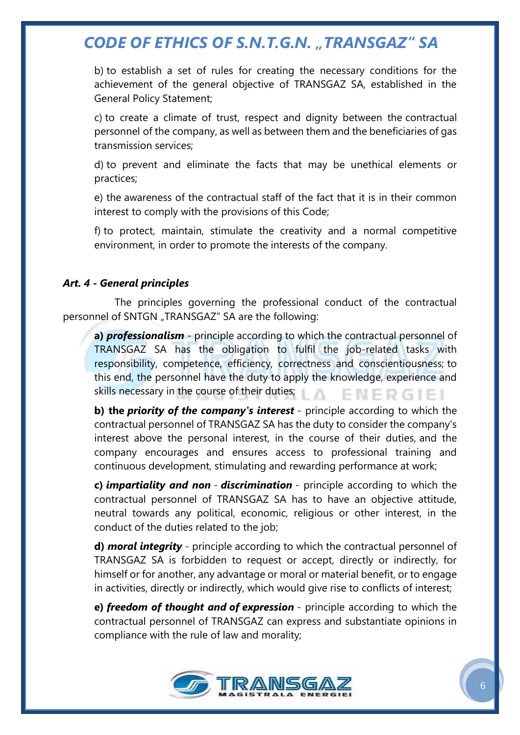b) to establish a set of rules for creating the necessary conditions for the achievement of the general objective of TRANSGAZ SA, established in the General Policy Statement;

c) to create a climate of trust, respect and dignity between the contractual personnel of the company, as well as between them and the beneficiaries of gas transmission services;

d) to prevent and eliminate the facts that may be unethical elements or practices;

e) the awareness of the contractual staff of the fact that it is in their common interest to comply with the provisions of this Code;

f) to protect, maintain, stimulate the creativity and a normal competitive environment, in order to promote the interests of the company.

***Art. 4 - General principles***

The principles governing the professional conduct of the contractual personnel of SNTGN „TRANSGAZ" SA are the following:

**a)** ***professionalism*** - principle according to which the contractual personnel of TRANSGAZ SA has the obligation to fulfil the job-related tasks with responsibility, competence, efficiency, correctness and conscientiousness; to this end, the personnel have the duty to apply the knowledge, experience and skills necessary in the course of their duties;

**b) the** ***priority of the company's interest*** - principle according to which the contractual personnel of TRANSGAZ SA has the duty to consider the company's interest above the personal interest, in the course of their duties, and the company encourages and ensures access to professional training and continuous development, stimulating and rewarding performance at work;

**c)** ***impartiality and non*** - ***discrimination*** - principle according to which the contractual personnel of TRANSGAZ SA has to have an objective attitude, neutral towards any political, economic, religious or other interest, in the conduct of the duties related to the job;

**d)** ***moral integrity*** - principle according to which the contractual personnel of TRANSGAZ SA is forbidden to request or accept, directly or indirectly, for himself or for another, any advantage or moral or material benefit, or to engage in activities, directly or indirectly, which would give rise to conflicts of interest;

**e)** ***freedom of thought and of expression*** - principle according to which the contractual personnel of TRANSGAZ can express and substantiate opinions in compliance with the rule of law and morality;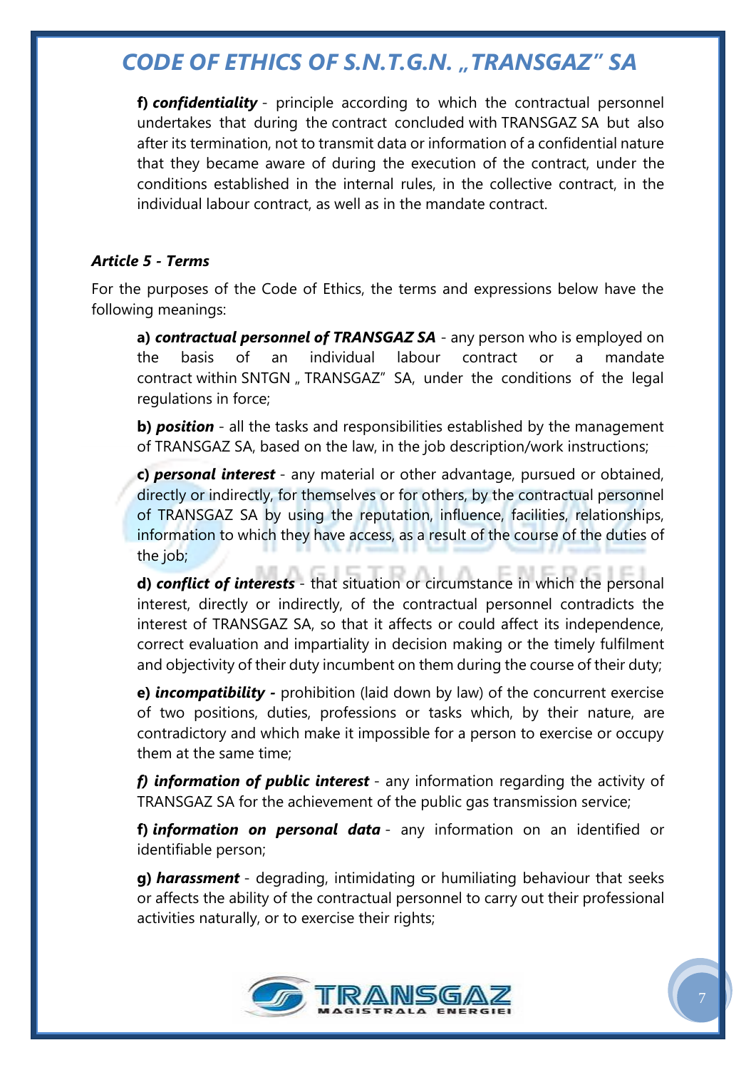**f)** ***confidentiality*** - principle according to which the contractual personnel undertakes that during the contract concluded with TRANSGAZ SA but also after its termination, not to transmit data or information of a confidential nature that they became aware of during the execution of the contract, under the conditions established in the internal rules, in the collective contract, in the individual labour contract, as well as in the mandate contract.

***Article 5 - Terms***

For the purposes of the Code of Ethics, the terms and expressions below have the following meanings:

**a)** ***contractual personnel of TRANSGAZ SA*** - any person who is employed on the basis of an individual labour contract or a mandate contract within SNTGN „ TRANSGAZ" SA, under the conditions of the legal regulations in force;

**b)** ***position*** - all the tasks and responsibilities established by the management of TRANSGAZ SA, based on the law, in the job description/work instructions;

**c)** ***personal interest*** - any material or other advantage, pursued or obtained, directly or indirectly, for themselves or for others, by the contractual personnel of TRANSGAZ SA by using the reputation, influence, facilities, relationships, information to which they have access, as a result of the course of the duties of the job;

**d)** ***conflict of interests*** - that situation or circumstance in which the personal interest, directly or indirectly, of the contractual personnel contradicts the interest of TRANSGAZ SA, so that it affects or could affect its independence, correct evaluation and impartiality in decision making or the timely fulfilment and objectivity of their duty incumbent on them during the course of their duty;

**e)** ***incompatibility -*** prohibition (laid down by law) of the concurrent exercise of two positions, duties, professions or tasks which, by their nature, are contradictory and which make it impossible for a person to exercise or occupy them at the same time;

***f) information of public interest*** - any information regarding the activity of TRANSGAZ SA for the achievement of the public gas transmission service;

**f)** ***information on personal data*** - any information on an identified or identifiable person;

**g)** ***harassment*** - degrading, intimidating or humiliating behaviour that seeks or affects the ability of the contractual personnel to carry out their professional activities naturally, or to exercise their rights;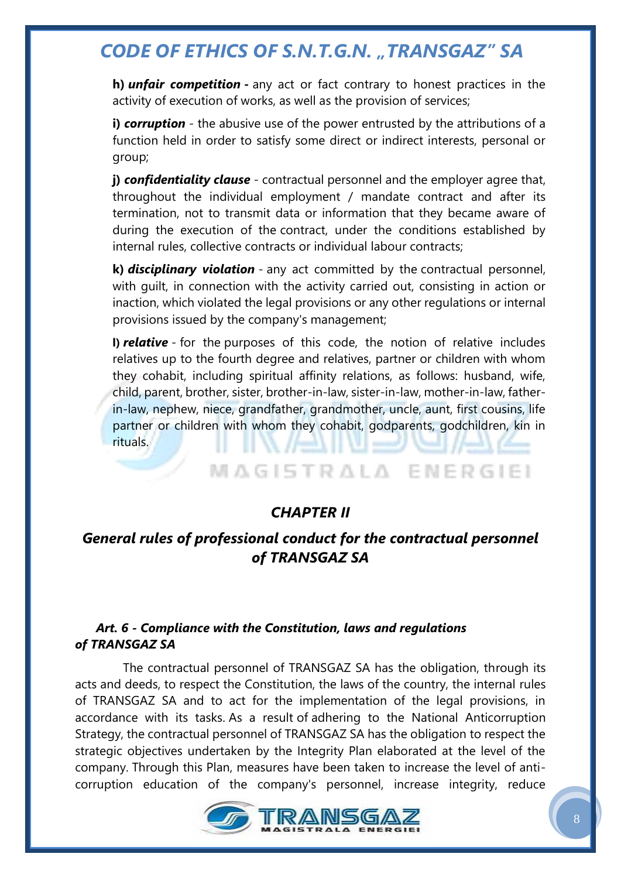**h)** ***unfair competition*** **-** any act or fact contrary to honest practices in the activity of execution of works, as well as the provision of services;

**i)** ***corruption*** - the abusive use of the power entrusted by the attributions of a function held in order to satisfy some direct or indirect interests, personal or group;

**j)** ***confidentiality clause*** - contractual personnel and the employer agree that, throughout the individual employment / mandate contract and after its termination, not to transmit data or information that they became aware of during the execution of the contract, under the conditions established by internal rules, collective contracts or individual labour contracts;

**k)** ***disciplinary violation*** - any act committed by the contractual personnel, with guilt, in connection with the activity carried out, consisting in action or inaction, which violated the legal provisions or any other regulations or internal provisions issued by the company's management;

**l)** ***relative*** - for the purposes of this code, the notion of relative includes relatives up to the fourth degree and relatives, partner or children with whom they cohabit, including spiritual affinity relations, as follows: husband, wife, child, parent, brother, sister, brother-in-law, sister-in-law, mother-in-law, father-in-law, nephew, niece, grandfather, grandmother, uncle, aunt, first cousins, life partner or children with whom they cohabit, godparents, godchildren, kin in rituals.

## *CHAPTER II*

## *General rules of professional conduct for the contractual personnel of TRANSGAZ SA*

### *Art. 6 - Compliance with the Constitution, laws and regulations of TRANSGAZ SA*

The contractual personnel of TRANSGAZ SA has the obligation, through its acts and deeds, to respect the Constitution, the laws of the country, the internal rules of TRANSGAZ SA and to act for the implementation of the legal provisions, in accordance with its tasks. As a result of adhering to the National Anticorruption Strategy, the contractual personnel of TRANSGAZ SA has the obligation to respect the strategic objectives undertaken by the Integrity Plan elaborated at the level of the company. Through this Plan, measures have been taken to increase the level of anti-corruption education of the company's personnel, increase integrity, reduce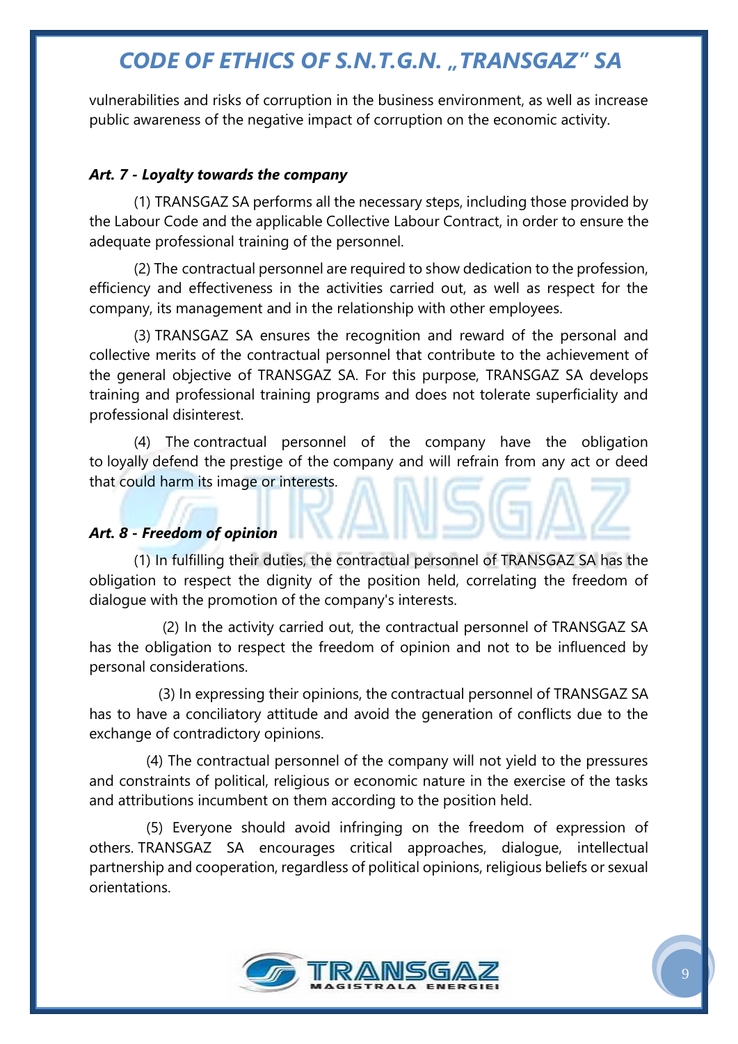vulnerabilities and risks of corruption in the business environment, as well as increase public awareness of the negative impact of corruption on the economic activity.

***Art. 7 - Loyalty towards the company***

(1) TRANSGAZ SA performs all the necessary steps, including those provided by the Labour Code and the applicable Collective Labour Contract, in order to ensure the adequate professional training of the personnel.

(2) The contractual personnel are required to show dedication to the profession, efficiency and effectiveness in the activities carried out, as well as respect for the company, its management and in the relationship with other employees.

(3) TRANSGAZ SA ensures the recognition and reward of the personal and collective merits of the contractual personnel that contribute to the achievement of the general objective of TRANSGAZ SA. For this purpose, TRANSGAZ SA develops training and professional training programs and does not tolerate superficiality and professional disinterest.

(4) The contractual personnel of the company have the obligation to loyally defend the prestige of the company and will refrain from any act or deed that could harm its image or interests.

***Art. 8 - Freedom of opinion***

(1) In fulfilling their duties, the contractual personnel of TRANSGAZ SA has the obligation to respect the dignity of the position held, correlating the freedom of dialogue with the promotion of the company's interests.

(2) In the activity carried out, the contractual personnel of TRANSGAZ SA has the obligation to respect the freedom of opinion and not to be influenced by personal considerations.

(3) In expressing their opinions, the contractual personnel of TRANSGAZ SA has to have a conciliatory attitude and avoid the generation of conflicts due to the exchange of contradictory opinions.

(4) The contractual personnel of the company will not yield to the pressures and constraints of political, religious or economic nature in the exercise of the tasks and attributions incumbent on them according to the position held.

(5) Everyone should avoid infringing on the freedom of expression of others. TRANSGAZ SA encourages critical approaches, dialogue, intellectual partnership and cooperation, regardless of political opinions, religious beliefs or sexual orientations.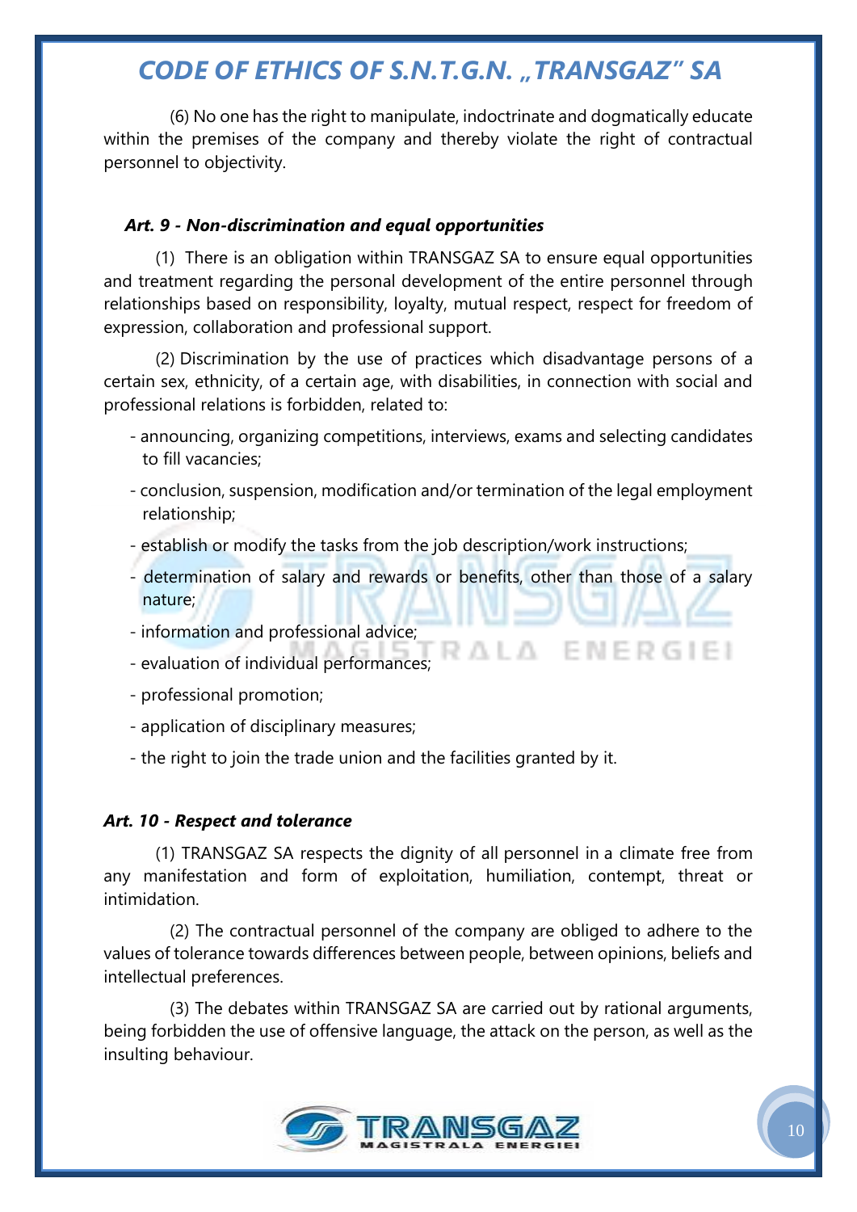(6) No one has the right to manipulate, indoctrinate and dogmatically educate within the premises of the company and thereby violate the right of contractual personnel to objectivity.

### *Art. 9 - Non-discrimination and equal opportunities*

(1) There is an obligation within TRANSGAZ SA to ensure equal opportunities and treatment regarding the personal development of the entire personnel through relationships based on responsibility, loyalty, mutual respect, respect for freedom of expression, collaboration and professional support.

(2) Discrimination by the use of practices which disadvantage persons of a certain sex, ethnicity, of a certain age, with disabilities, in connection with social and professional relations is forbidden, related to:

- announcing, organizing competitions, interviews, exams and selecting candidates to fill vacancies;
- conclusion, suspension, modification and/or termination of the legal employment relationship;
- establish or modify the tasks from the job description/work instructions;
- determination of salary and rewards or benefits, other than those of a salary nature;
- information and professional advice;
- evaluation of individual performances;
- professional promotion;
- application of disciplinary measures;
- the right to join the trade union and the facilities granted by it.

### *Art. 10 - Respect and tolerance*

(1) TRANSGAZ SA respects the dignity of all personnel in a climate free from any manifestation and form of exploitation, humiliation, contempt, threat or intimidation.

(2) The contractual personnel of the company are obliged to adhere to the values of tolerance towards differences between people, between opinions, beliefs and intellectual preferences.

(3) The debates within TRANSGAZ SA are carried out by rational arguments, being forbidden the use of offensive language, the attack on the person, as well as the insulting behaviour.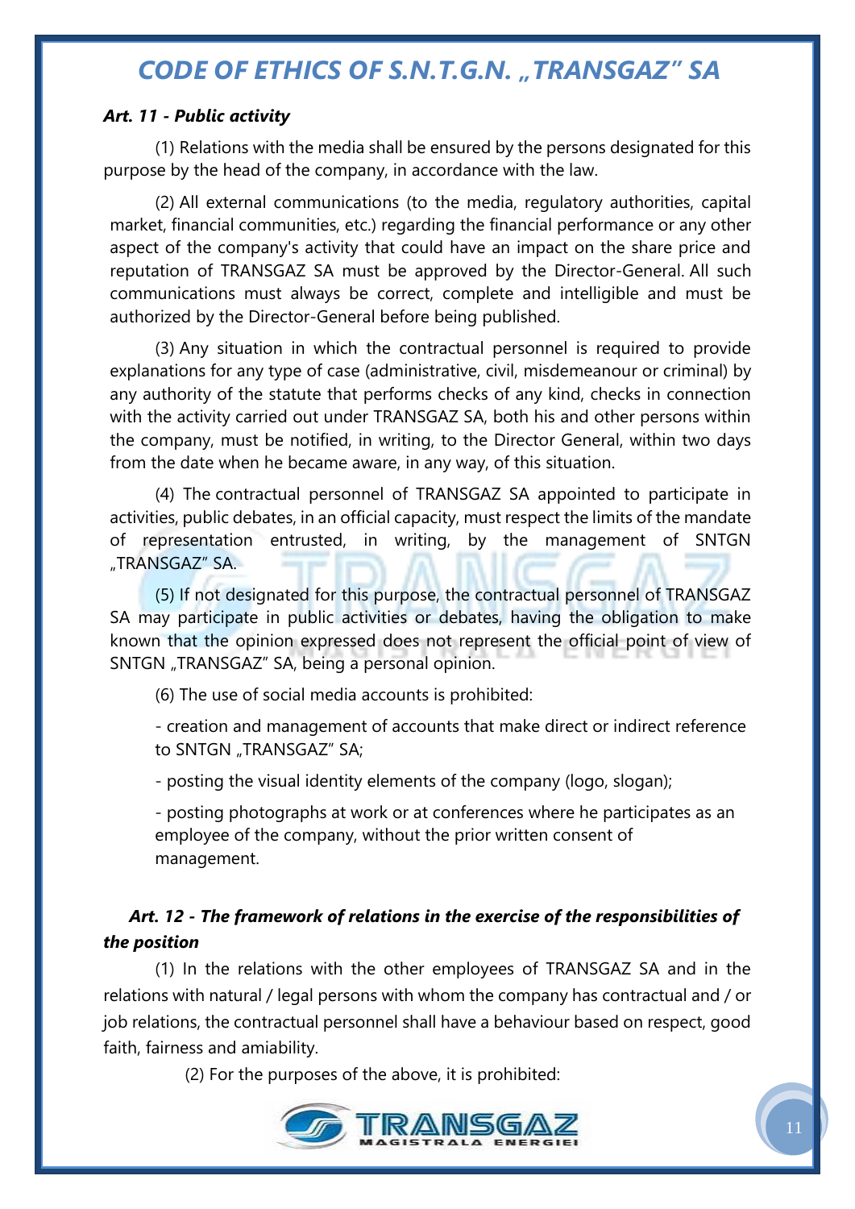## *Art. 11 - Public activity*

(1) Relations with the media shall be ensured by the persons designated for this purpose by the head of the company, in accordance with the law.

(2) All external communications (to the media, regulatory authorities, capital market, financial communities, etc.) regarding the financial performance or any other aspect of the company's activity that could have an impact on the share price and reputation of TRANSGAZ SA must be approved by the Director-General. All such communications must always be correct, complete and intelligible and must be authorized by the Director-General before being published.

(3) Any situation in which the contractual personnel is required to provide explanations for any type of case (administrative, civil, misdemeanour or criminal) by any authority of the statute that performs checks of any kind, checks in connection with the activity carried out under TRANSGAZ SA, both his and other persons within the company, must be notified, in writing, to the Director General, within two days from the date when he became aware, in any way, of this situation.

(4) The contractual personnel of TRANSGAZ SA appointed to participate in activities, public debates, in an official capacity, must respect the limits of the mandate of representation entrusted, in writing, by the management of SNTGN „TRANSGAZ" SA.

(5) If not designated for this purpose, the contractual personnel of TRANSGAZ SA may participate in public activities or debates, having the obligation to make known that the opinion expressed does not represent the official point of view of SNTGN „TRANSGAZ" SA, being a personal opinion.

(6) The use of social media accounts is prohibited:

- creation and management of accounts that make direct or indirect reference to SNTGN „TRANSGAZ" SA;
- posting the visual identity elements of the company (logo, slogan);
- posting photographs at work or at conferences where he participates as an employee of the company, without the prior written consent of management.

## *Art. 12 - The framework of relations in the exercise of the responsibilities of the position*

(1) In the relations with the other employees of TRANSGAZ SA and in the relations with natural / legal persons with whom the company has contractual and / or job relations, the contractual personnel shall have a behaviour based on respect, good faith, fairness and amiability.

(2) For the purposes of the above, it is prohibited: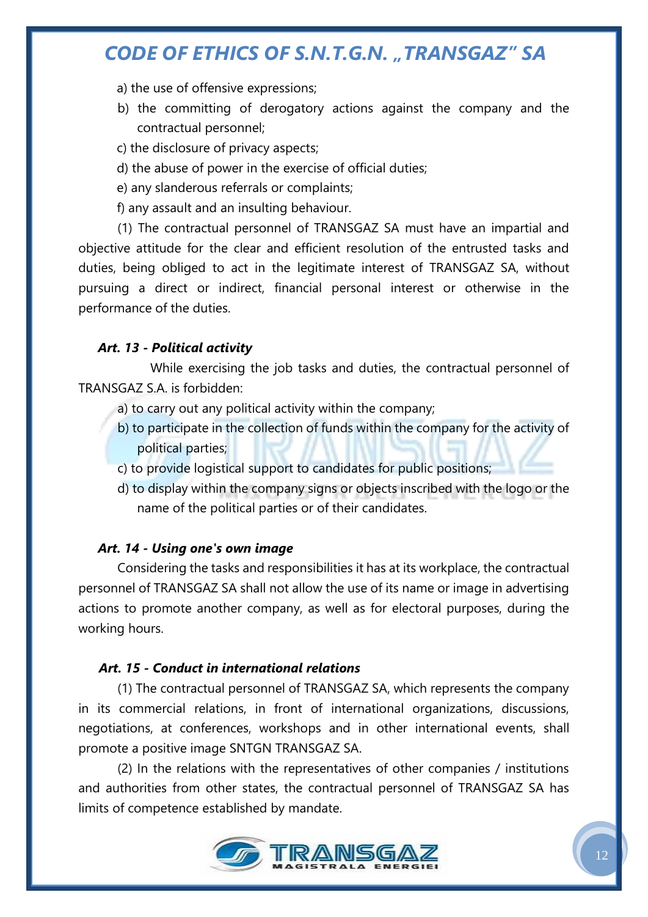a) the use of offensive expressions;

b) the committing of derogatory actions against the company and the contractual personnel;

c) the disclosure of privacy aspects;

d) the abuse of power in the exercise of official duties;

e) any slanderous referrals or complaints;

f) any assault and an insulting behaviour.

(1) The contractual personnel of TRANSGAZ SA must have an impartial and objective attitude for the clear and efficient resolution of the entrusted tasks and duties, being obliged to act in the legitimate interest of TRANSGAZ SA, without pursuing a direct or indirect, financial personal interest or otherwise in the performance of the duties.

***Art. 13 - Political activity***

While exercising the job tasks and duties, the contractual personnel of TRANSGAZ S.A. is forbidden:

a) to carry out any political activity within the company;

b) to participate in the collection of funds within the company for the activity of political parties;

c) to provide logistical support to candidates for public positions;

d) to display within the company signs or objects inscribed with the logo or the name of the political parties or of their candidates.

***Art. 14 - Using one's own image***

Considering the tasks and responsibilities it has at its workplace, the contractual personnel of TRANSGAZ SA shall not allow the use of its name or image in advertising actions to promote another company, as well as for electoral purposes, during the working hours.

***Art. 15 - Conduct in international relations***

(1) The contractual personnel of TRANSGAZ SA, which represents the company in its commercial relations, in front of international organizations, discussions, negotiations, at conferences, workshops and in other international events, shall promote a positive image SNTGN TRANSGAZ SA.

(2) In the relations with the representatives of other companies / institutions and authorities from other states, the contractual personnel of TRANSGAZ SA has limits of competence established by mandate.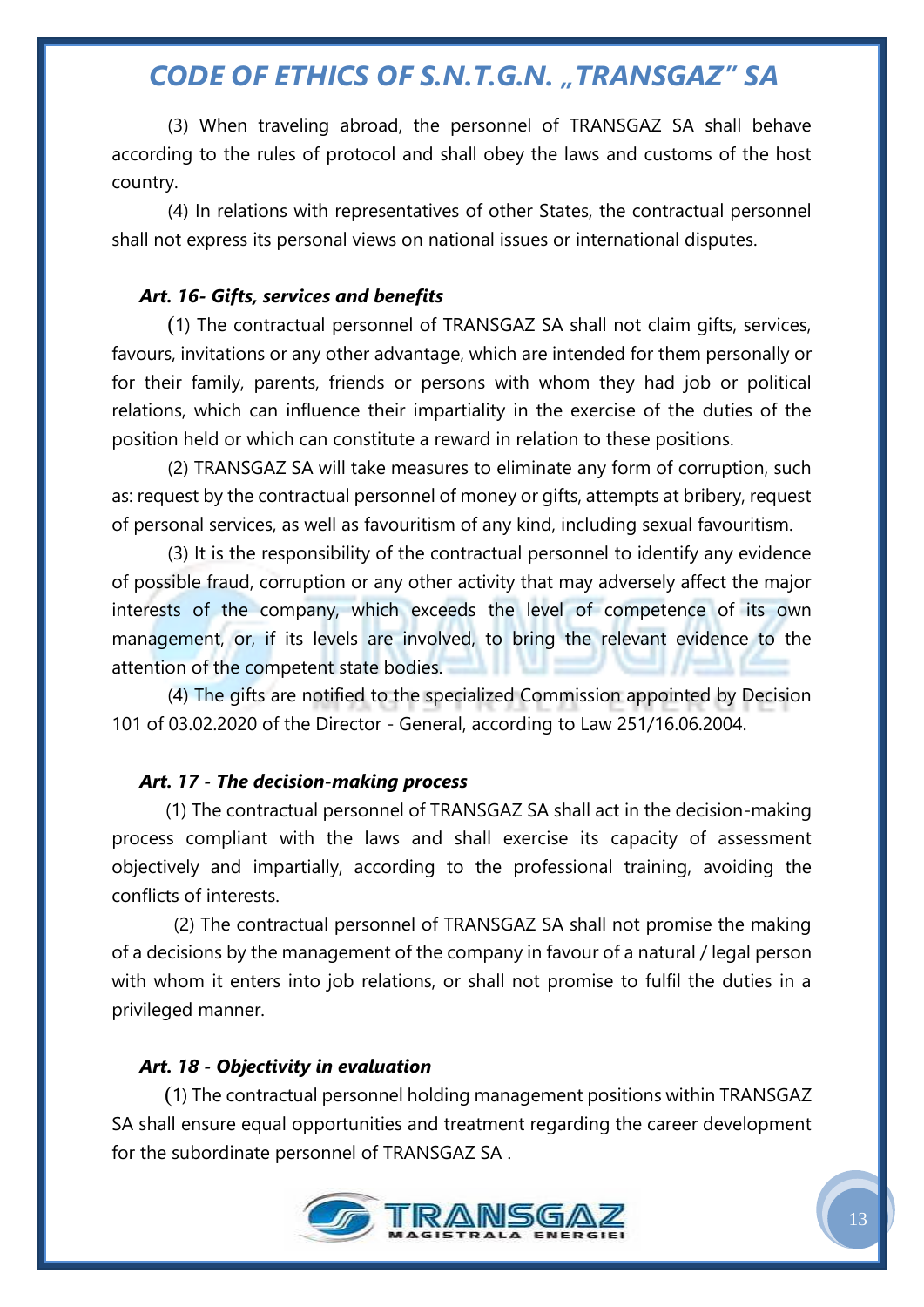(3) When traveling abroad, the personnel of TRANSGAZ SA shall behave according to the rules of protocol and shall obey the laws and customs of the host country.

(4) In relations with representatives of other States, the contractual personnel shall not express its personal views on national issues or international disputes.

***Art. 16- Gifts, services and benefits***

(1) The contractual personnel of TRANSGAZ SA shall not claim gifts, services, favours, invitations or any other advantage, which are intended for them personally or for their family, parents, friends or persons with whom they had job or political relations, which can influence their impartiality in the exercise of the duties of the position held or which can constitute a reward in relation to these positions.

(2) TRANSGAZ SA will take measures to eliminate any form of corruption, such as: request by the contractual personnel of money or gifts, attempts at bribery, request of personal services, as well as favouritism of any kind, including sexual favouritism.

(3) It is the responsibility of the contractual personnel to identify any evidence of possible fraud, corruption or any other activity that may adversely affect the major interests of the company, which exceeds the level of competence of its own management, or, if its levels are involved, to bring the relevant evidence to the attention of the competent state bodies.

(4) The gifts are notified to the specialized Commission appointed by Decision 101 of 03.02.2020 of the Director - General, according to Law 251/16.06.2004.

***Art. 17 - The decision-making process***

(1) The contractual personnel of TRANSGAZ SA shall act in the decision-making process compliant with the laws and shall exercise its capacity of assessment objectively and impartially, according to the professional training, avoiding the conflicts of interests.

(2) The contractual personnel of TRANSGAZ SA shall not promise the making of a decisions by the management of the company in favour of a natural / legal person with whom it enters into job relations, or shall not promise to fulfil the duties in a privileged manner.

***Art. 18 - Objectivity in evaluation***

(1) The contractual personnel holding management positions within TRANSGAZ SA shall ensure equal opportunities and treatment regarding the career development for the subordinate personnel of TRANSGAZ SA .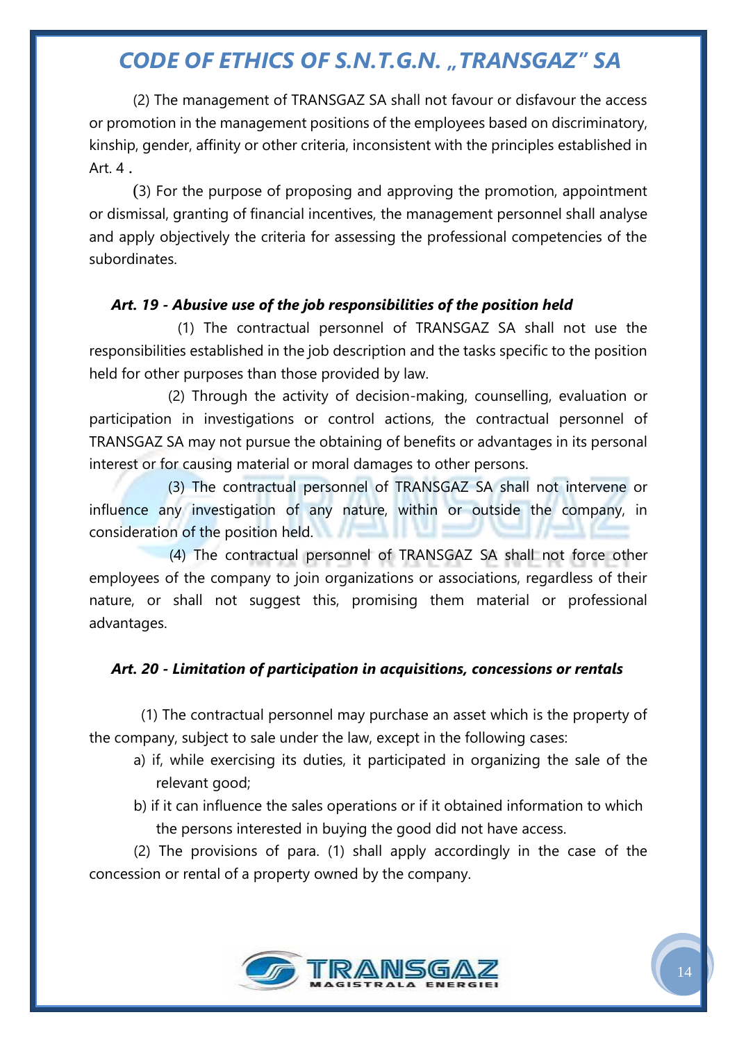(2) The management of TRANSGAZ SA shall not favour or disfavour the access or promotion in the management positions of the employees based on discriminatory, kinship, gender, affinity or other criteria, inconsistent with the principles established in Art. 4 .

(3) For the purpose of proposing and approving the promotion, appointment or dismissal, granting of financial incentives, the management personnel shall analyse and apply objectively the criteria for assessing the professional competencies of the subordinates.

***Art. 19 - Abusive use of the job responsibilities of the position held***

(1) The contractual personnel of TRANSGAZ SA shall not use the responsibilities established in the job description and the tasks specific to the position held for other purposes than those provided by law.

(2) Through the activity of decision-making, counselling, evaluation or participation in investigations or control actions, the contractual personnel of TRANSGAZ SA may not pursue the obtaining of benefits or advantages in its personal interest or for causing material or moral damages to other persons.

(3) The contractual personnel of TRANSGAZ SA shall not intervene or influence any investigation of any nature, within or outside the company, in consideration of the position held.

(4) The contractual personnel of TRANSGAZ SA shall not force other employees of the company to join organizations or associations, regardless of their nature, or shall not suggest this, promising them material or professional advantages.

***Art. 20 - Limitation of participation in acquisitions, concessions or rentals***

(1) The contractual personnel may purchase an asset which is the property of the company, subject to sale under the law, except in the following cases:

a) if, while exercising its duties, it participated in organizing the sale of the relevant good;

b) if it can influence the sales operations or if it obtained information to which the persons interested in buying the good did not have access.

(2) The provisions of para. (1) shall apply accordingly in the case of the concession or rental of a property owned by the company.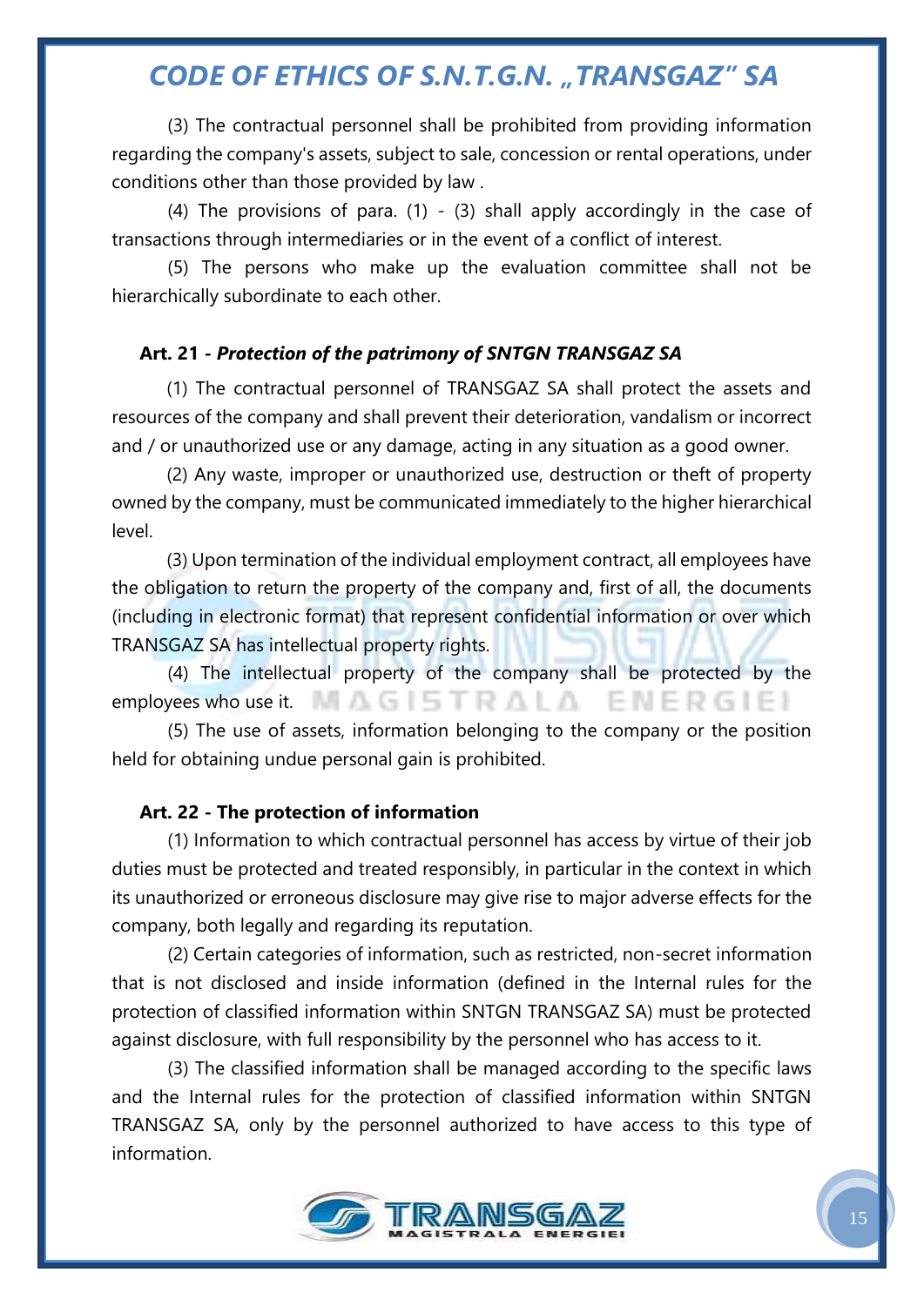(3) The contractual personnel shall be prohibited from providing information regarding the company's assets, subject to sale, concession or rental operations, under conditions other than those provided by law .

(4) The provisions of para. (1) - (3) shall apply accordingly in the case of transactions through intermediaries or in the event of a conflict of interest.

(5) The persons who make up the evaluation committee shall not be hierarchically subordinate to each other.

### Art. 21 - *Protection of the patrimony of SNTGN TRANSGAZ SA*

(1) The contractual personnel of TRANSGAZ SA shall protect the assets and resources of the company and shall prevent their deterioration, vandalism or incorrect and / or unauthorized use or any damage, acting in any situation as a good owner.

(2) Any waste, improper or unauthorized use, destruction or theft of property owned by the company, must be communicated immediately to the higher hierarchical level.

(3) Upon termination of the individual employment contract, all employees have the obligation to return the property of the company and, first of all, the documents (including in electronic format) that represent confidential information or over which TRANSGAZ SA has intellectual property rights.

(4) The intellectual property of the company shall be protected by the employees who use it.

(5) The use of assets, information belonging to the company or the position held for obtaining undue personal gain is prohibited.

### Art. 22 - The protection of information

(1) Information to which contractual personnel has access by virtue of their job duties must be protected and treated responsibly, in particular in the context in which its unauthorized or erroneous disclosure may give rise to major adverse effects for the company, both legally and regarding its reputation.

(2) Certain categories of information, such as restricted, non-secret information that is not disclosed and inside information (defined in the Internal rules for the protection of classified information within SNTGN TRANSGAZ SA) must be protected against disclosure, with full responsibility by the personnel who has access to it.

(3) The classified information shall be managed according to the specific laws and the Internal rules for the protection of classified information within SNTGN TRANSGAZ SA, only by the personnel authorized to have access to this type of information.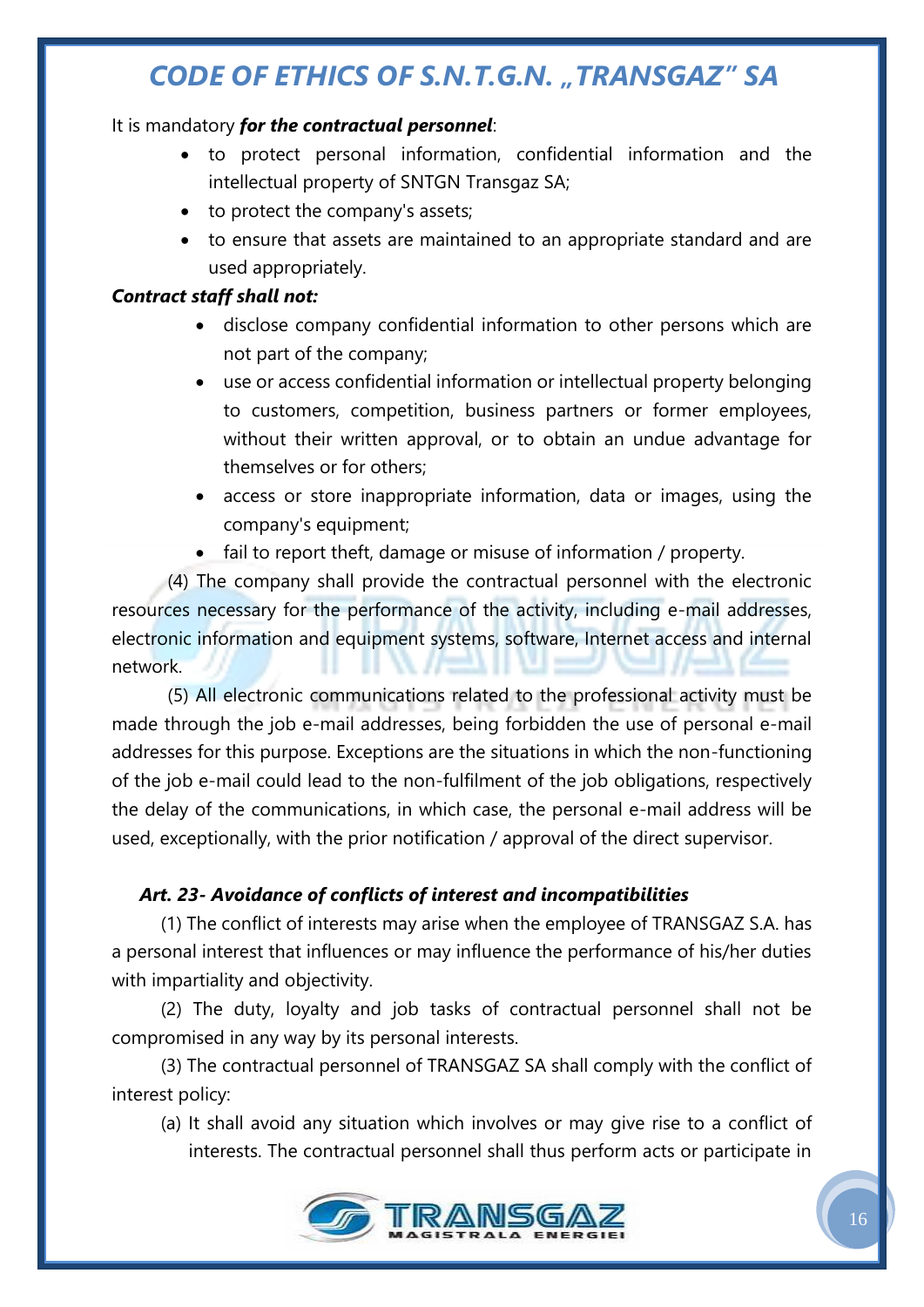It is mandatory ***for the contractual personnel***:

- to protect personal information, confidential information and the intellectual property of SNTGN Transgaz SA;
- to protect the company's assets;
- to ensure that assets are maintained to an appropriate standard and are used appropriately.

***Contract staff shall not:***

- disclose company confidential information to other persons which are not part of the company;
- use or access confidential information or intellectual property belonging to customers, competition, business partners or former employees, without their written approval, or to obtain an undue advantage for themselves or for others;
- access or store inappropriate information, data or images, using the company's equipment;
- fail to report theft, damage or misuse of information / property.

(4) The company shall provide the contractual personnel with the electronic resources necessary for the performance of the activity, including e-mail addresses, electronic information and equipment systems, software, Internet access and internal network.

(5) All electronic communications related to the professional activity must be made through the job e-mail addresses, being forbidden the use of personal e-mail addresses for this purpose. Exceptions are the situations in which the non-functioning of the job e-mail could lead to the non-fulfilment of the job obligations, respectively the delay of the communications, in which case, the personal e-mail address will be used, exceptionally, with the prior notification / approval of the direct supervisor.

***Art. 23- Avoidance of conflicts of interest and incompatibilities***

(1) The conflict of interests may arise when the employee of TRANSGAZ S.A. has a personal interest that influences or may influence the performance of his/her duties with impartiality and objectivity.

(2) The duty, loyalty and job tasks of contractual personnel shall not be compromised in any way by its personal interests.

(3) The contractual personnel of TRANSGAZ SA shall comply with the conflict of interest policy:

(a) It shall avoid any situation which involves or may give rise to a conflict of interests. The contractual personnel shall thus perform acts or participate in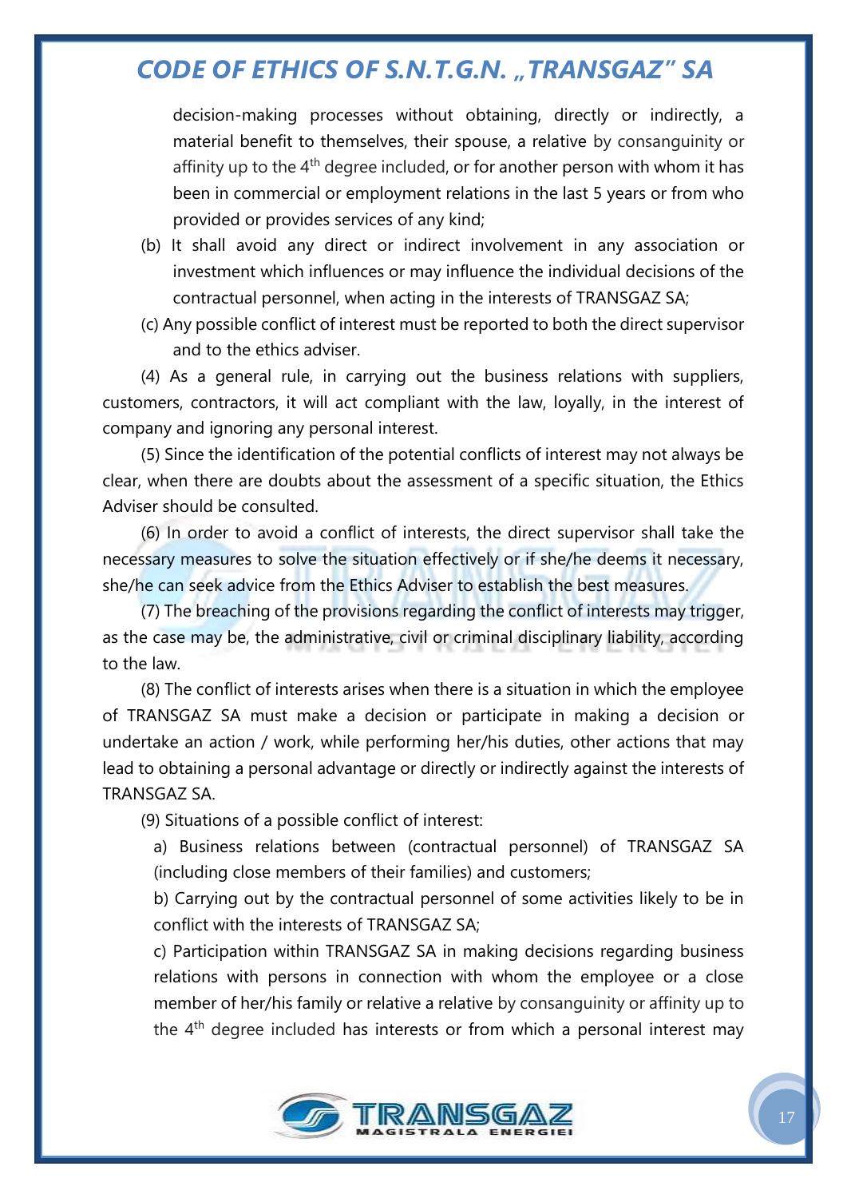decision-making processes without obtaining, directly or indirectly, a material benefit to themselves, their spouse, a relative by consanguinity or affinity up to the 4th degree included, or for another person with whom it has been in commercial or employment relations in the last 5 years or from who provided or provides services of any kind;

(b) It shall avoid any direct or indirect involvement in any association or investment which influences or may influence the individual decisions of the contractual personnel, when acting in the interests of TRANSGAZ SA;

(c) Any possible conflict of interest must be reported to both the direct supervisor and to the ethics adviser.

(4) As a general rule, in carrying out the business relations with suppliers, customers, contractors, it will act compliant with the law, loyally, in the interest of company and ignoring any personal interest.

(5) Since the identification of the potential conflicts of interest may not always be clear, when there are doubts about the assessment of a specific situation, the Ethics Adviser should be consulted.

(6) In order to avoid a conflict of interests, the direct supervisor shall take the necessary measures to solve the situation effectively or if she/he deems it necessary, she/he can seek advice from the Ethics Adviser to establish the best measures.

(7) The breaching of the provisions regarding the conflict of interests may trigger, as the case may be, the administrative, civil or criminal disciplinary liability, according to the law.

(8) The conflict of interests arises when there is a situation in which the employee of TRANSGAZ SA must make a decision or participate in making a decision or undertake an action / work, while performing her/his duties, other actions that may lead to obtaining a personal advantage or directly or indirectly against the interests of TRANSGAZ SA.

(9) Situations of a possible conflict of interest:

a) Business relations between (contractual personnel) of TRANSGAZ SA (including close members of their families) and customers;

b) Carrying out by the contractual personnel of some activities likely to be in conflict with the interests of TRANSGAZ SA;

c) Participation within TRANSGAZ SA in making decisions regarding business relations with persons in connection with whom the employee or a close member of her/his family or relative a relative by consanguinity or affinity up to the 4th degree included has interests or from which a personal interest may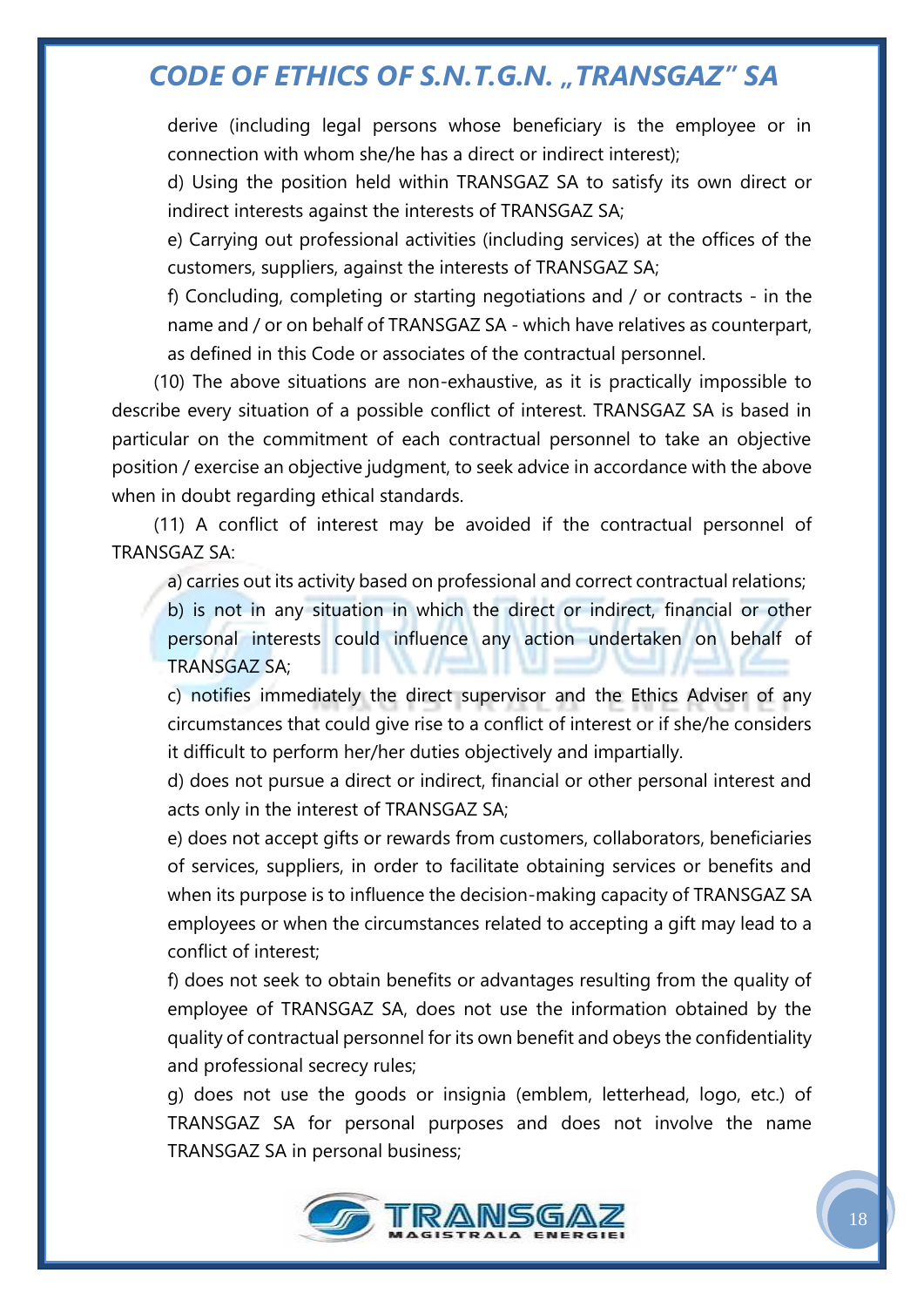derive (including legal persons whose beneficiary is the employee or in connection with whom she/he has a direct or indirect interest);

d) Using the position held within TRANSGAZ SA to satisfy its own direct or indirect interests against the interests of TRANSGAZ SA;

e) Carrying out professional activities (including services) at the offices of the customers, suppliers, against the interests of TRANSGAZ SA;

f) Concluding, completing or starting negotiations and / or contracts - in the name and / or on behalf of TRANSGAZ SA - which have relatives as counterpart, as defined in this Code or associates of the contractual personnel.

(10) The above situations are non-exhaustive, as it is practically impossible to describe every situation of a possible conflict of interest. TRANSGAZ SA is based in particular on the commitment of each contractual personnel to take an objective position / exercise an objective judgment, to seek advice in accordance with the above when in doubt regarding ethical standards.

(11) A conflict of interest may be avoided if the contractual personnel of TRANSGAZ SA:

a) carries out its activity based on professional and correct contractual relations;

b) is not in any situation in which the direct or indirect, financial or other personal interests could influence any action undertaken on behalf of TRANSGAZ SA;

c) notifies immediately the direct supervisor and the Ethics Adviser of any circumstances that could give rise to a conflict of interest or if she/he considers it difficult to perform her/her duties objectively and impartially.

d) does not pursue a direct or indirect, financial or other personal interest and acts only in the interest of TRANSGAZ SA;

e) does not accept gifts or rewards from customers, collaborators, beneficiaries of services, suppliers, in order to facilitate obtaining services or benefits and when its purpose is to influence the decision-making capacity of TRANSGAZ SA employees or when the circumstances related to accepting a gift may lead to a conflict of interest;

f) does not seek to obtain benefits or advantages resulting from the quality of employee of TRANSGAZ SA, does not use the information obtained by the quality of contractual personnel for its own benefit and obeys the confidentiality and professional secrecy rules;

g) does not use the goods or insignia (emblem, letterhead, logo, etc.) of TRANSGAZ SA for personal purposes and does not involve the name TRANSGAZ SA in personal business;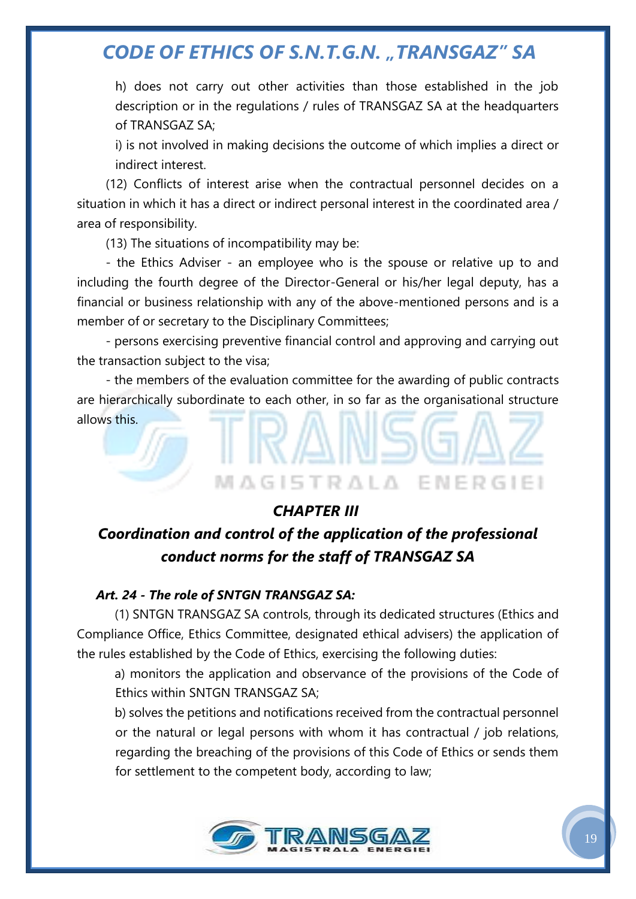h) does not carry out other activities than those established in the job description or in the regulations / rules of TRANSGAZ SA at the headquarters of TRANSGAZ SA;

i) is not involved in making decisions the outcome of which implies a direct or indirect interest.

(12) Conflicts of interest arise when the contractual personnel decides on a situation in which it has a direct or indirect personal interest in the coordinated area / area of responsibility.

(13) The situations of incompatibility may be:

- the Ethics Adviser - an employee who is the spouse or relative up to and including the fourth degree of the Director-General or his/her legal deputy, has a financial or business relationship with any of the above-mentioned persons and is a member of or secretary to the Disciplinary Committees;

- persons exercising preventive financial control and approving and carrying out the transaction subject to the visa;

- the members of the evaluation committee for the awarding of public contracts are hierarchically subordinate to each other, in so far as the organisational structure allows this.

## *CHAPTER III*

## *Coordination and control of the application of the professional conduct norms for the staff of TRANSGAZ SA*

### *Art. 24 - The role of SNTGN TRANSGAZ SA:*

(1) SNTGN TRANSGAZ SA controls, through its dedicated structures (Ethics and Compliance Office, Ethics Committee, designated ethical advisers) the application of the rules established by the Code of Ethics, exercising the following duties:

a) monitors the application and observance of the provisions of the Code of Ethics within SNTGN TRANSGAZ SA;

b) solves the petitions and notifications received from the contractual personnel or the natural or legal persons with whom it has contractual / job relations, regarding the breaching of the provisions of this Code of Ethics or sends them for settlement to the competent body, according to law;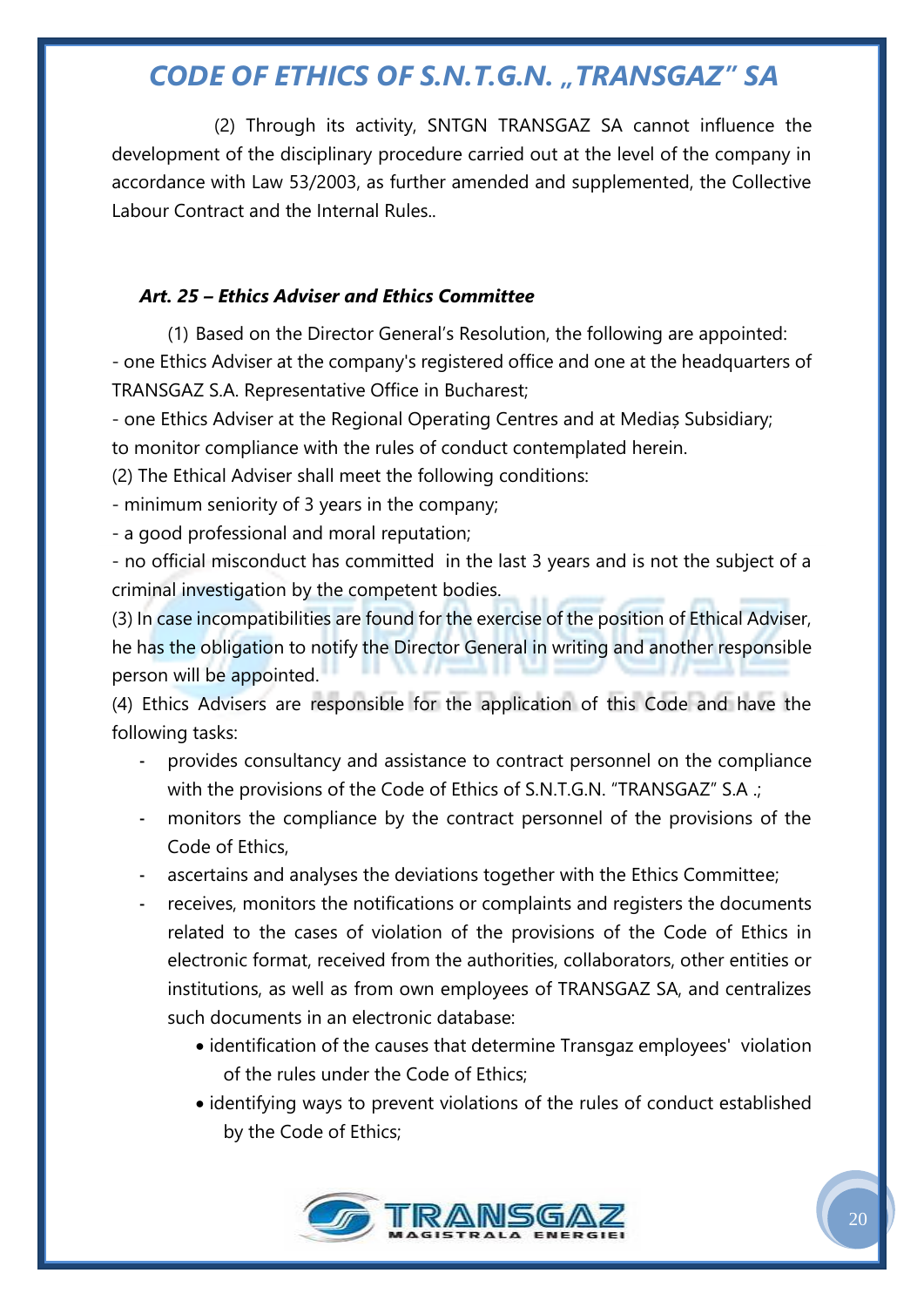(2) Through its activity, SNTGN TRANSGAZ SA cannot influence the development of the disciplinary procedure carried out at the level of the company in accordance with Law 53/2003, as further amended and supplemented, the Collective Labour Contract and the Internal Rules..

### *Art. 25 – Ethics Adviser and Ethics Committee*

(1) Based on the Director General's Resolution, the following are appointed:
- one Ethics Adviser at the company's registered office and one at the headquarters of TRANSGAZ S.A. Representative Office in Bucharest;
- one Ethics Adviser at the Regional Operating Centres and at Mediaș Subsidiary;
to monitor compliance with the rules of conduct contemplated herein.

(2) The Ethical Adviser shall meet the following conditions:
- minimum seniority of 3 years in the company;
- a good professional and moral reputation;
- no official misconduct has committed in the last 3 years and is not the subject of a criminal investigation by the competent bodies.

(3) In case incompatibilities are found for the exercise of the position of Ethical Adviser, he has the obligation to notify the Director General in writing and another responsible person will be appointed.

(4) Ethics Advisers are responsible for the application of this Code and have the following tasks:

- provides consultancy and assistance to contract personnel on the compliance with the provisions of the Code of Ethics of S.N.T.G.N. "TRANSGAZ" S.A .;
- monitors the compliance by the contract personnel of the provisions of the Code of Ethics,
- ascertains and analyses the deviations together with the Ethics Committee;
- receives, monitors the notifications or complaints and registers the documents related to the cases of violation of the provisions of the Code of Ethics in electronic format, received from the authorities, collaborators, other entities or institutions, as well as from own employees of TRANSGAZ SA, and centralizes such documents in an electronic database:
  - identification of the causes that determine Transgaz employees' violation of the rules under the Code of Ethics;
  - identifying ways to prevent violations of the rules of conduct established by the Code of Ethics;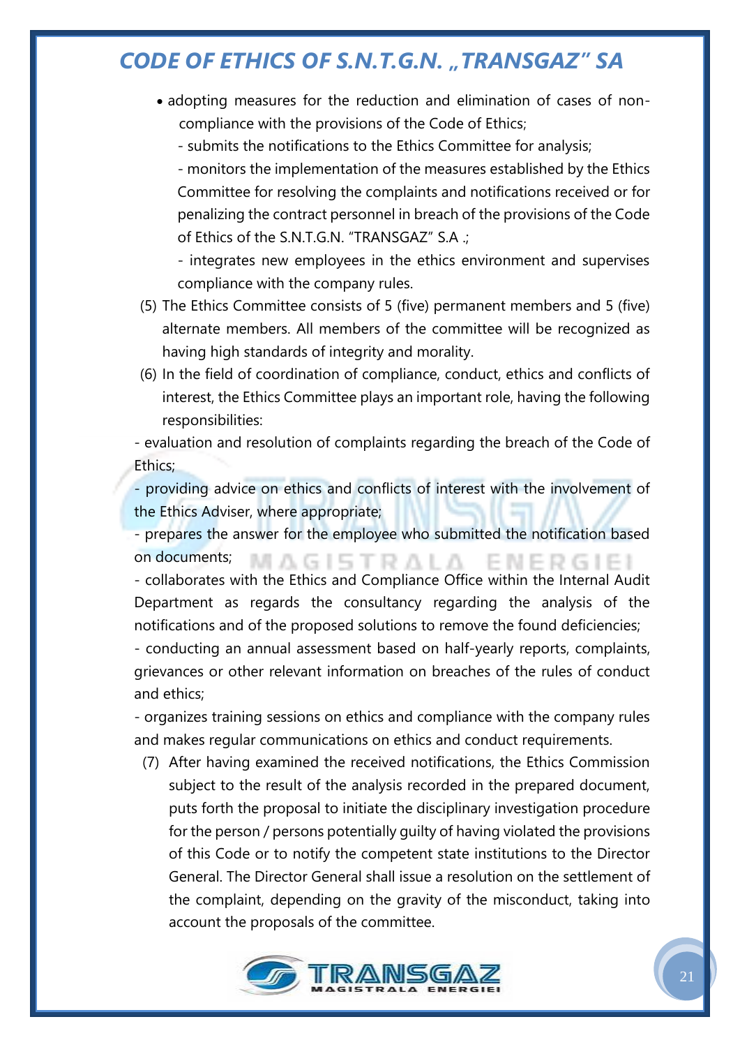- adopting measures for the reduction and elimination of cases of non-compliance with the provisions of the Code of Ethics;

  - submits the notifications to the Ethics Committee for analysis;

  - monitors the implementation of the measures established by the Ethics Committee for resolving the complaints and notifications received or for penalizing the contract personnel in breach of the provisions of the Code of Ethics of the S.N.T.G.N. "TRANSGAZ" S.A .;

  - integrates new employees in the ethics environment and supervises compliance with the company rules.

(5) The Ethics Committee consists of 5 (five) permanent members and 5 (five) alternate members. All members of the committee will be recognized as having high standards of integrity and morality.

(6) In the field of coordination of compliance, conduct, ethics and conflicts of interest, the Ethics Committee plays an important role, having the following responsibilities:

- evaluation and resolution of complaints regarding the breach of the Code of Ethics;
- providing advice on ethics and conflicts of interest with the involvement of the Ethics Adviser, where appropriate;
- prepares the answer for the employee who submitted the notification based on documents;
- collaborates with the Ethics and Compliance Office within the Internal Audit Department as regards the consultancy regarding the analysis of the notifications and of the proposed solutions to remove the found deficiencies;
- conducting an annual assessment based on half-yearly reports, complaints, grievances or other relevant information on breaches of the rules of conduct and ethics;
- organizes training sessions on ethics and compliance with the company rules and makes regular communications on ethics and conduct requirements.

(7) After having examined the received notifications, the Ethics Commission subject to the result of the analysis recorded in the prepared document, puts forth the proposal to initiate the disciplinary investigation procedure for the person / persons potentially guilty of having violated the provisions of this Code or to notify the competent state institutions to the Director General. The Director General shall issue a resolution on the settlement of the complaint, depending on the gravity of the misconduct, taking into account the proposals of the committee.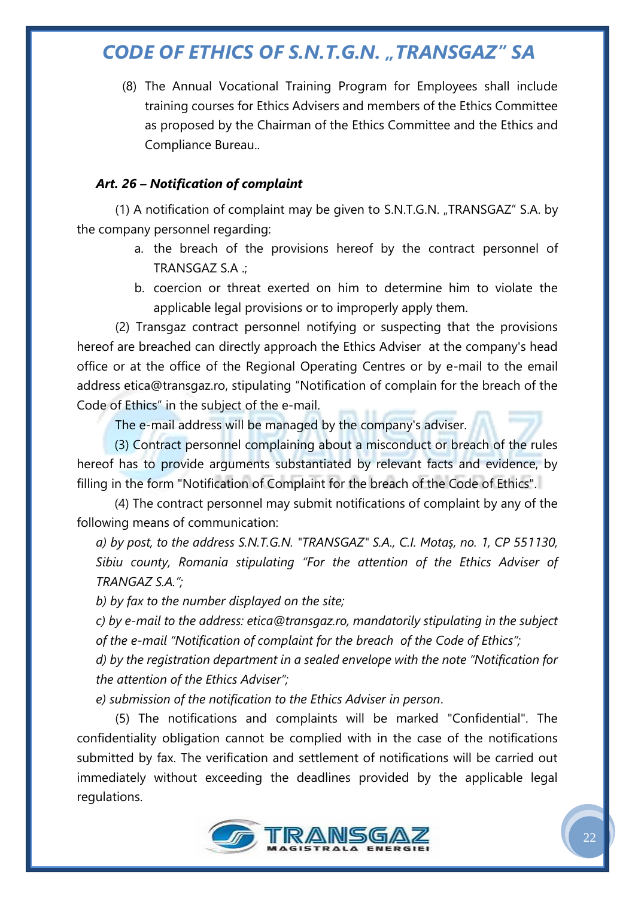(8) The Annual Vocational Training Program for Employees shall include training courses for Ethics Advisers and members of the Ethics Committee as proposed by the Chairman of the Ethics Committee and the Ethics and Compliance Bureau..

***Art. 26 – Notification of complaint***

(1) A notification of complaint may be given to S.N.T.G.N. „TRANSGAZ" S.A. by the company personnel regarding:

a. the breach of the provisions hereof by the contract personnel of TRANSGAZ S.A .;

b. coercion or threat exerted on him to determine him to violate the applicable legal provisions or to improperly apply them.

(2) Transgaz contract personnel notifying or suspecting that the provisions hereof are breached can directly approach the Ethics Adviser at the company's head office or at the office of the Regional Operating Centres or by e-mail to the email address etica@transgaz.ro, stipulating "Notification of complain for the breach of the Code of Ethics" in the subject of the e-mail.

The e-mail address will be managed by the company's adviser.

(3) Contract personnel complaining about a misconduct or breach of the rules hereof has to provide arguments substantiated by relevant facts and evidence, by filling in the form "Notification of Complaint for the breach of the Code of Ethics".

(4) The contract personnel may submit notifications of complaint by any of the following means of communication:

*a) by post, to the address S.N.T.G.N. "TRANSGAZ" S.A., C.I. Motaș, no. 1, CP 551130, Sibiu county, Romania stipulating "For the attention of the Ethics Adviser of TRANGAZ S.A.";*

*b) by fax to the number displayed on the site;*

*c) by e-mail to the address: etica@transgaz.ro, mandatorily stipulating in the subject of the e-mail "Notification of complaint for the breach of the Code of Ethics";*

*d) by the registration department in a sealed envelope with the note "Notification for the attention of the Ethics Adviser";*

*e) submission of the notification to the Ethics Adviser in person*.

(5) The notifications and complaints will be marked "Confidential". The confidentiality obligation cannot be complied with in the case of the notifications submitted by fax. The verification and settlement of notifications will be carried out immediately without exceeding the deadlines provided by the applicable legal regulations.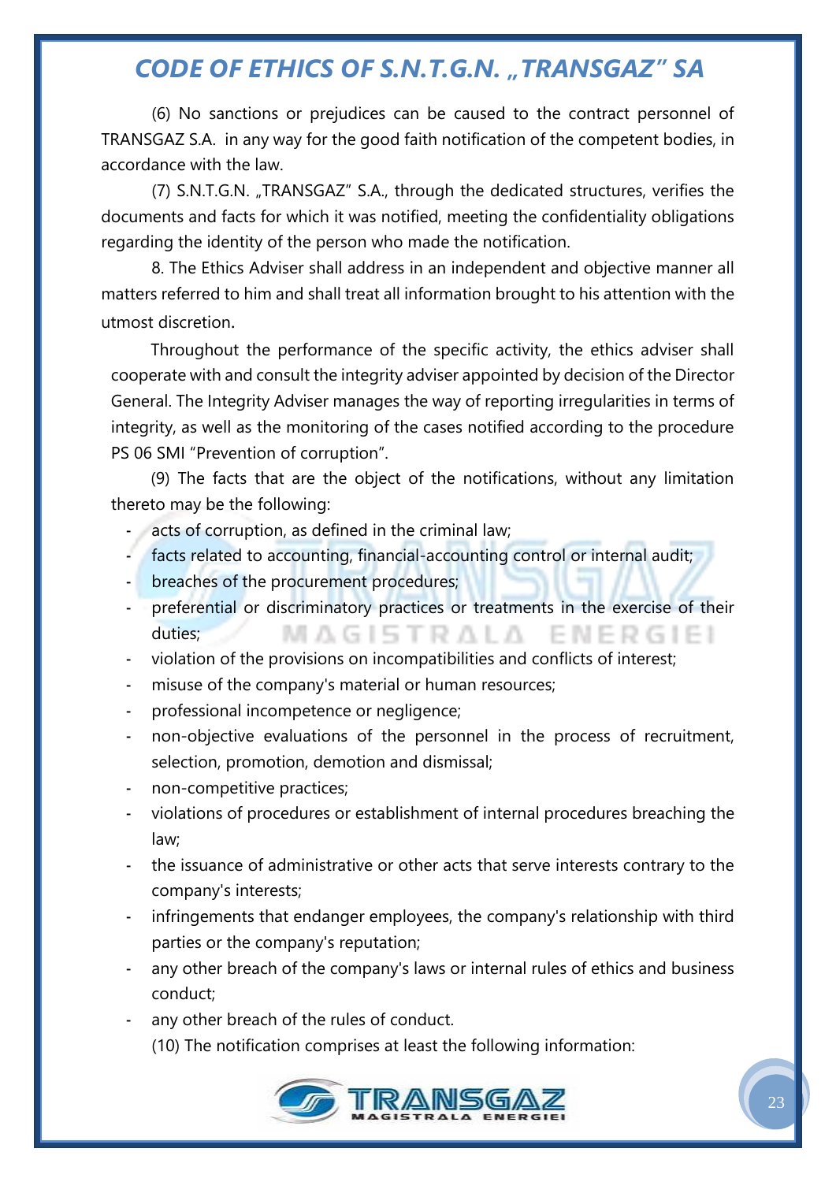(6) No sanctions or prejudices can be caused to the contract personnel of TRANSGAZ S.A. in any way for the good faith notification of the competent bodies, in accordance with the law.

(7) S.N.T.G.N. „TRANSGAZ" S.A., through the dedicated structures, verifies the documents and facts for which it was notified, meeting the confidentiality obligations regarding the identity of the person who made the notification.

8. The Ethics Adviser shall address in an independent and objective manner all matters referred to him and shall treat all information brought to his attention with the utmost discretion.

Throughout the performance of the specific activity, the ethics adviser shall cooperate with and consult the integrity adviser appointed by decision of the Director General. The Integrity Adviser manages the way of reporting irregularities in terms of integrity, as well as the monitoring of the cases notified according to the procedure PS 06 SMI "Prevention of corruption".

(9) The facts that are the object of the notifications, without any limitation thereto may be the following:

- acts of corruption, as defined in the criminal law;
- facts related to accounting, financial-accounting control or internal audit;
- breaches of the procurement procedures;
- preferential or discriminatory practices or treatments in the exercise of their duties;
- violation of the provisions on incompatibilities and conflicts of interest;
- misuse of the company's material or human resources;
- professional incompetence or negligence;
- non-objective evaluations of the personnel in the process of recruitment, selection, promotion, demotion and dismissal;
- non-competitive practices;
- violations of procedures or establishment of internal procedures breaching the law;
- the issuance of administrative or other acts that serve interests contrary to the company's interests;
- infringements that endanger employees, the company's relationship with third parties or the company's reputation;
- any other breach of the company's laws or internal rules of ethics and business conduct;
- any other breach of the rules of conduct.

(10) The notification comprises at least the following information: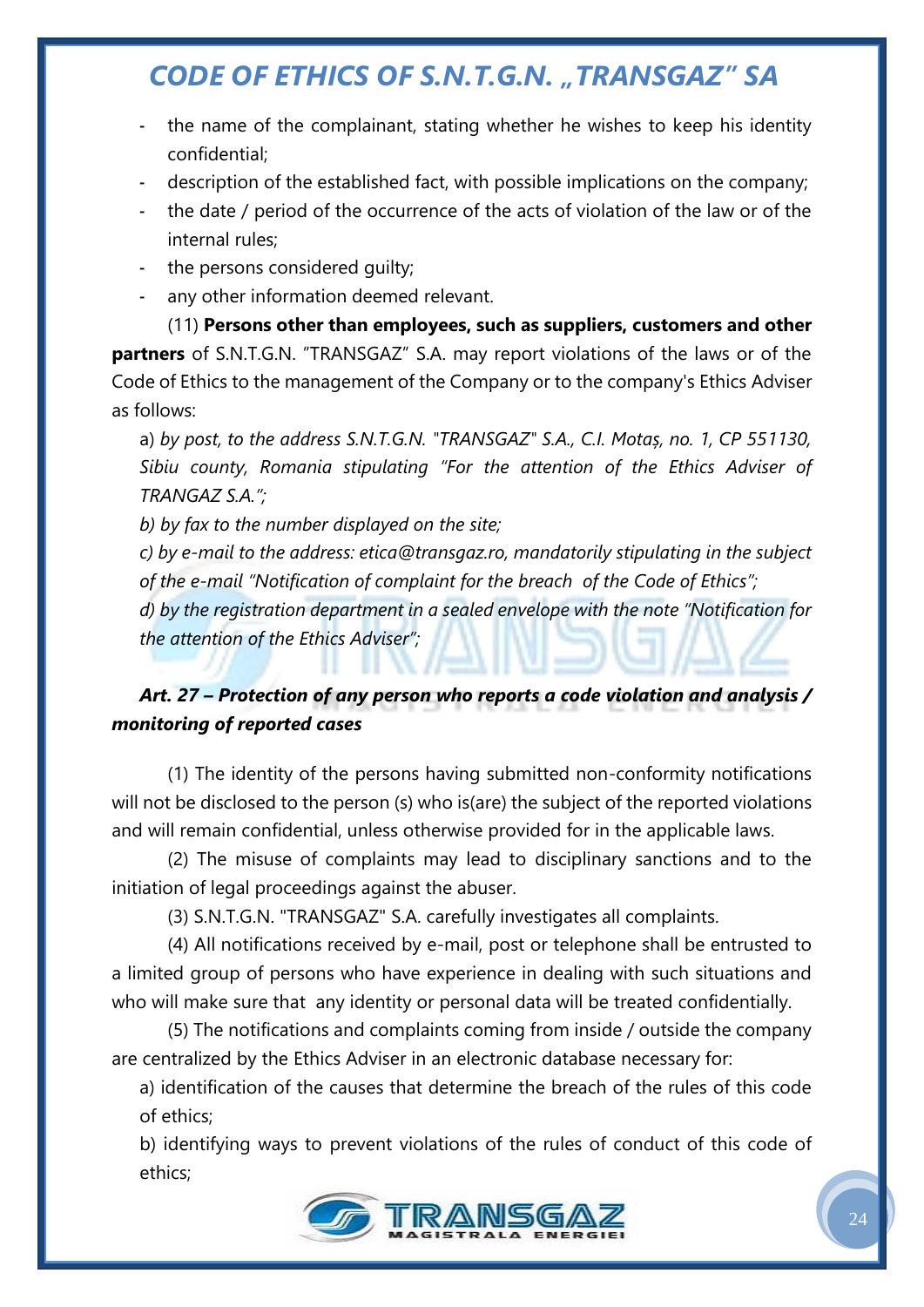- the name of the complainant, stating whether he wishes to keep his identity confidential;
- description of the established fact, with possible implications on the company;
- the date / period of the occurrence of the acts of violation of the law or of the internal rules;
- the persons considered guilty;
- any other information deemed relevant.

(11) **Persons other than employees, such as suppliers, customers and other partners** of S.N.T.G.N. "TRANSGAZ" S.A. may report violations of the laws or of the Code of Ethics to the management of the Company or to the company's Ethics Adviser as follows:

a) *by post, to the address S.N.T.G.N. "TRANSGAZ" S.A., C.I. Motaș, no. 1, CP 551130, Sibiu county, Romania stipulating "For the attention of the Ethics Adviser of TRANGAZ S.A.";*

*b) by fax to the number displayed on the site;*

*c) by e-mail to the address: etica@transgaz.ro, mandatorily stipulating in the subject of the e-mail "Notification of complaint for the breach of the Code of Ethics";*

*d) by the registration department in a sealed envelope with the note "Notification for the attention of the Ethics Adviser";*

***Art. 27 – Protection of any person who reports a code violation and analysis / monitoring of reported cases***

(1) The identity of the persons having submitted non-conformity notifications will not be disclosed to the person (s) who is(are) the subject of the reported violations and will remain confidential, unless otherwise provided for in the applicable laws.

(2) The misuse of complaints may lead to disciplinary sanctions and to the initiation of legal proceedings against the abuser.

(3) S.N.T.G.N. "TRANSGAZ" S.A. carefully investigates all complaints.

(4) All notifications received by e-mail, post or telephone shall be entrusted to a limited group of persons who have experience in dealing with such situations and who will make sure that any identity or personal data will be treated confidentially.

(5) The notifications and complaints coming from inside / outside the company are centralized by the Ethics Adviser in an electronic database necessary for:

a) identification of the causes that determine the breach of the rules of this code of ethics;

b) identifying ways to prevent violations of the rules of conduct of this code of ethics;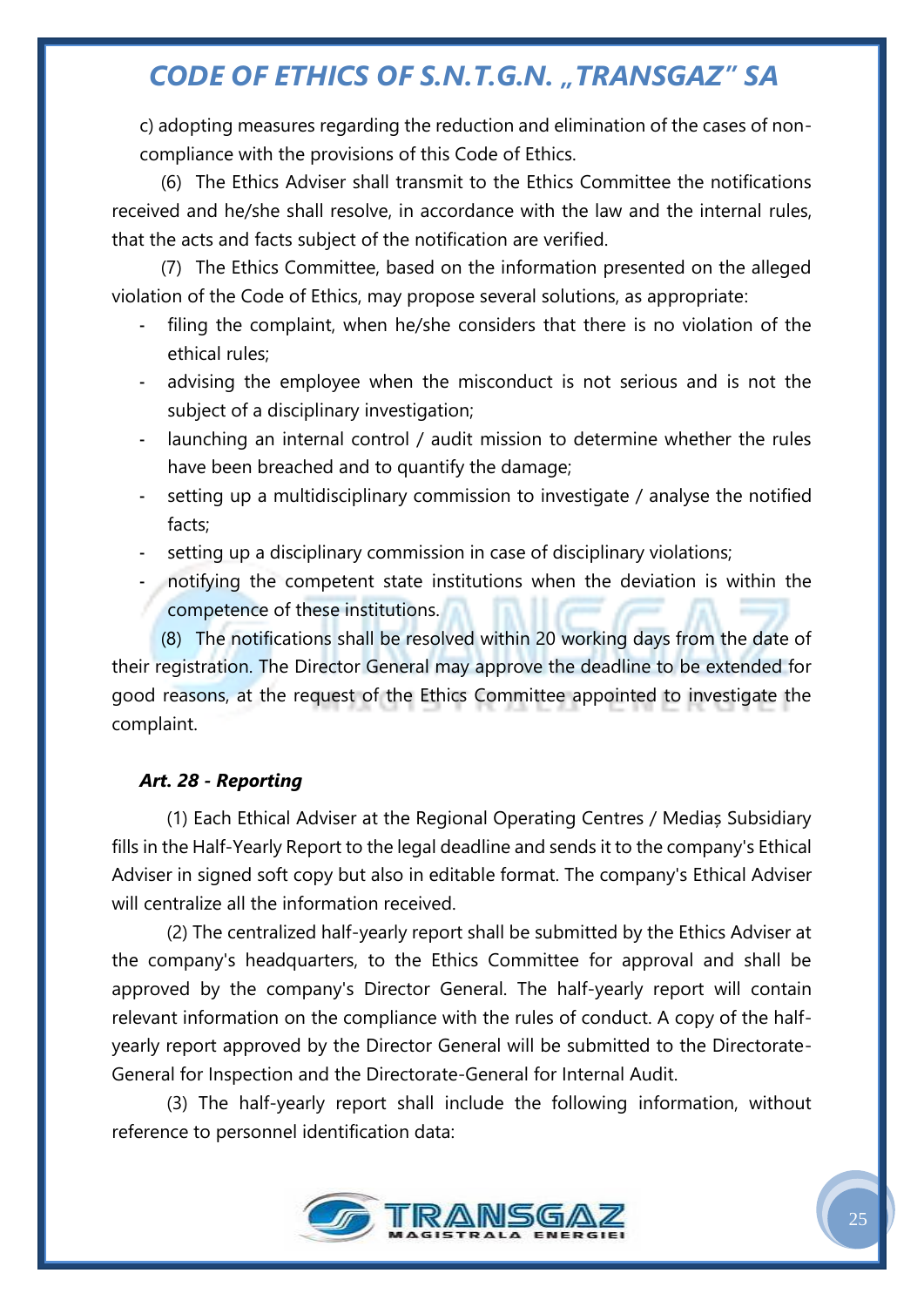c) adopting measures regarding the reduction and elimination of the cases of non-compliance with the provisions of this Code of Ethics.

(6) The Ethics Adviser shall transmit to the Ethics Committee the notifications received and he/she shall resolve, in accordance with the law and the internal rules, that the acts and facts subject of the notification are verified.

(7) The Ethics Committee, based on the information presented on the alleged violation of the Code of Ethics, may propose several solutions, as appropriate:

- filing the complaint, when he/she considers that there is no violation of the ethical rules;
- advising the employee when the misconduct is not serious and is not the subject of a disciplinary investigation;
- launching an internal control / audit mission to determine whether the rules have been breached and to quantify the damage;
- setting up a multidisciplinary commission to investigate / analyse the notified facts;
- setting up a disciplinary commission in case of disciplinary violations;
- notifying the competent state institutions when the deviation is within the competence of these institutions.

(8) The notifications shall be resolved within 20 working days from the date of their registration. The Director General may approve the deadline to be extended for good reasons, at the request of the Ethics Committee appointed to investigate the complaint.

***Art. 28 - Reporting***

(1) Each Ethical Adviser at the Regional Operating Centres / Mediaș Subsidiary fills in the Half-Yearly Report to the legal deadline and sends it to the company's Ethical Adviser in signed soft copy but also in editable format. The company's Ethical Adviser will centralize all the information received.

(2) The centralized half-yearly report shall be submitted by the Ethics Adviser at the company's headquarters, to the Ethics Committee for approval and shall be approved by the company's Director General. The half-yearly report will contain relevant information on the compliance with the rules of conduct. A copy of the half-yearly report approved by the Director General will be submitted to the Directorate-General for Inspection and the Directorate-General for Internal Audit.

(3) The half-yearly report shall include the following information, without reference to personnel identification data: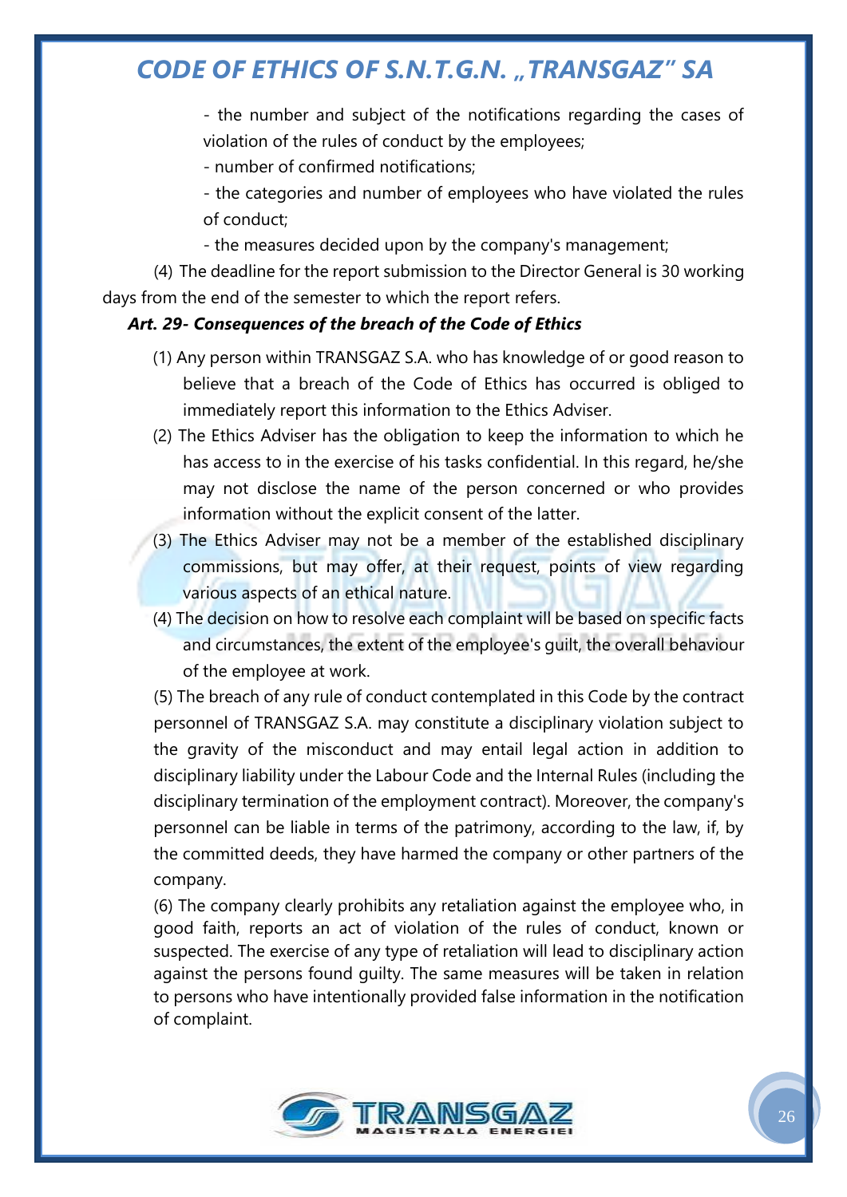- the number and subject of the notifications regarding the cases of violation of the rules of conduct by the employees;

- number of confirmed notifications;

- the categories and number of employees who have violated the rules of conduct;

- the measures decided upon by the company's management;

(4) The deadline for the report submission to the Director General is 30 working days from the end of the semester to which the report refers.

***Art. 29- Consequences of the breach of the Code of Ethics***

(1) Any person within TRANSGAZ S.A. who has knowledge of or good reason to believe that a breach of the Code of Ethics has occurred is obliged to immediately report this information to the Ethics Adviser.

(2) The Ethics Adviser has the obligation to keep the information to which he has access to in the exercise of his tasks confidential. In this regard, he/she may not disclose the name of the person concerned or who provides information without the explicit consent of the latter.

(3) The Ethics Adviser may not be a member of the established disciplinary commissions, but may offer, at their request, points of view regarding various aspects of an ethical nature.

(4) The decision on how to resolve each complaint will be based on specific facts and circumstances, the extent of the employee's guilt, the overall behaviour of the employee at work.

(5) The breach of any rule of conduct contemplated in this Code by the contract personnel of TRANSGAZ S.A. may constitute a disciplinary violation subject to the gravity of the misconduct and may entail legal action in addition to disciplinary liability under the Labour Code and the Internal Rules (including the disciplinary termination of the employment contract). Moreover, the company's personnel can be liable in terms of the patrimony, according to the law, if, by the committed deeds, they have harmed the company or other partners of the company.

(6) The company clearly prohibits any retaliation against the employee who, in good faith, reports an act of violation of the rules of conduct, known or suspected. The exercise of any type of retaliation will lead to disciplinary action against the persons found guilty. The same measures will be taken in relation to persons who have intentionally provided false information in the notification of complaint.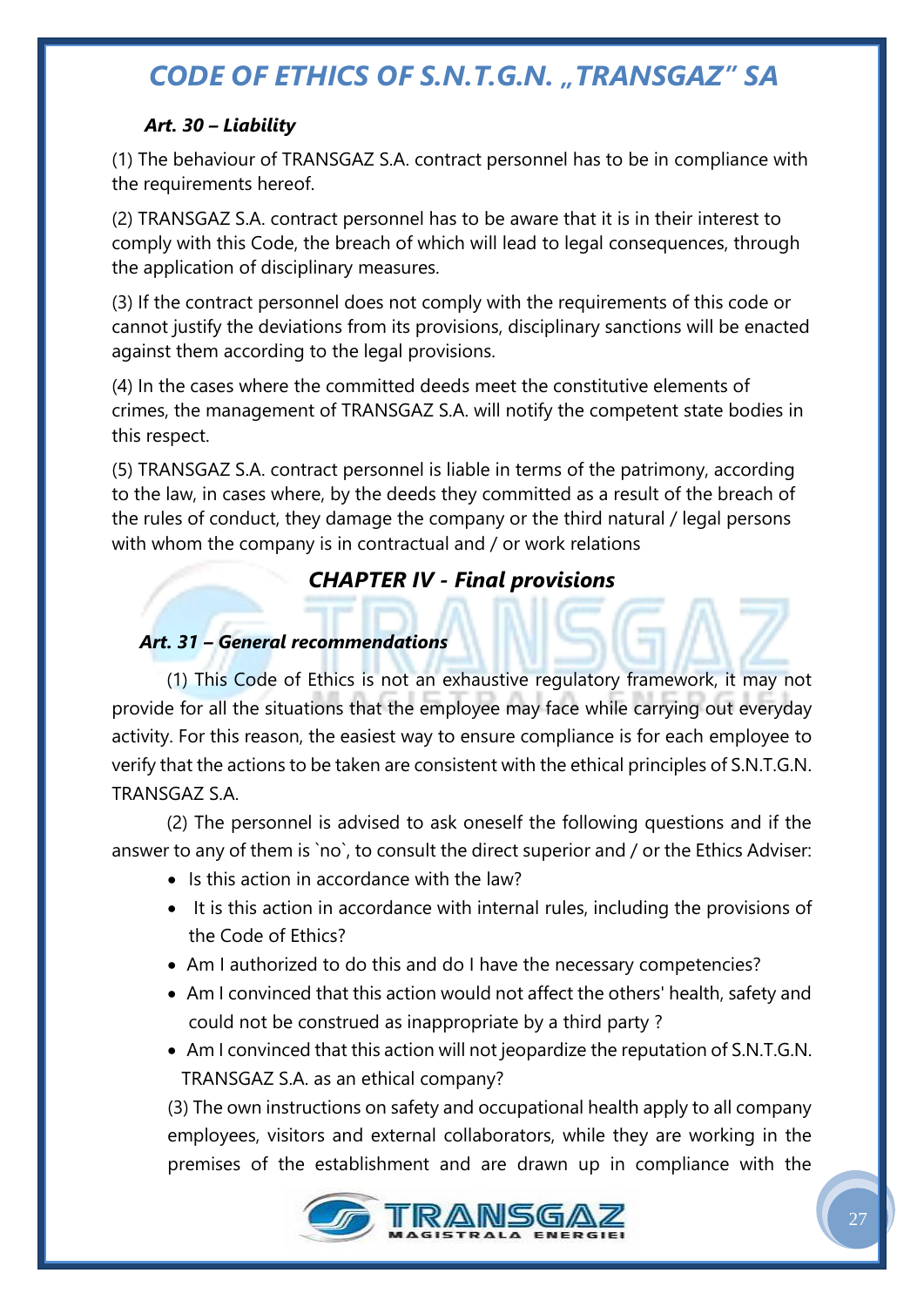### *Art. 30 – Liability*

(1) The behaviour of TRANSGAZ S.A. contract personnel has to be in compliance with the requirements hereof.

(2) TRANSGAZ S.A. contract personnel has to be aware that it is in their interest to comply with this Code, the breach of which will lead to legal consequences, through the application of disciplinary measures.

(3) If the contract personnel does not comply with the requirements of this code or cannot justify the deviations from its provisions, disciplinary sanctions will be enacted against them according to the legal provisions.

(4) In the cases where the committed deeds meet the constitutive elements of crimes, the management of TRANSGAZ S.A. will notify the competent state bodies in this respect.

(5) TRANSGAZ S.A. contract personnel is liable in terms of the patrimony, according to the law, in cases where, by the deeds they committed as a result of the breach of the rules of conduct, they damage the company or the third natural / legal persons with whom the company is in contractual and / or work relations

## *CHAPTER IV - Final provisions*

### *Art. 31 – General recommendations*

(1) This Code of Ethics is not an exhaustive regulatory framework, it may not provide for all the situations that the employee may face while carrying out everyday activity. For this reason, the easiest way to ensure compliance is for each employee to verify that the actions to be taken are consistent with the ethical principles of S.N.T.G.N. TRANSGAZ S.A.

(2) The personnel is advised to ask oneself the following questions and if the answer to any of them is `no`, to consult the direct superior and / or the Ethics Adviser:

- Is this action in accordance with the law?
- It is this action in accordance with internal rules, including the provisions of the Code of Ethics?
- Am I authorized to do this and do I have the necessary competencies?
- Am I convinced that this action would not affect the others' health, safety and could not be construed as inappropriate by a third party ?
- Am I convinced that this action will not jeopardize the reputation of S.N.T.G.N. TRANSGAZ S.A. as an ethical company?

(3) The own instructions on safety and occupational health apply to all company employees, visitors and external collaborators, while they are working in the premises of the establishment and are drawn up in compliance with the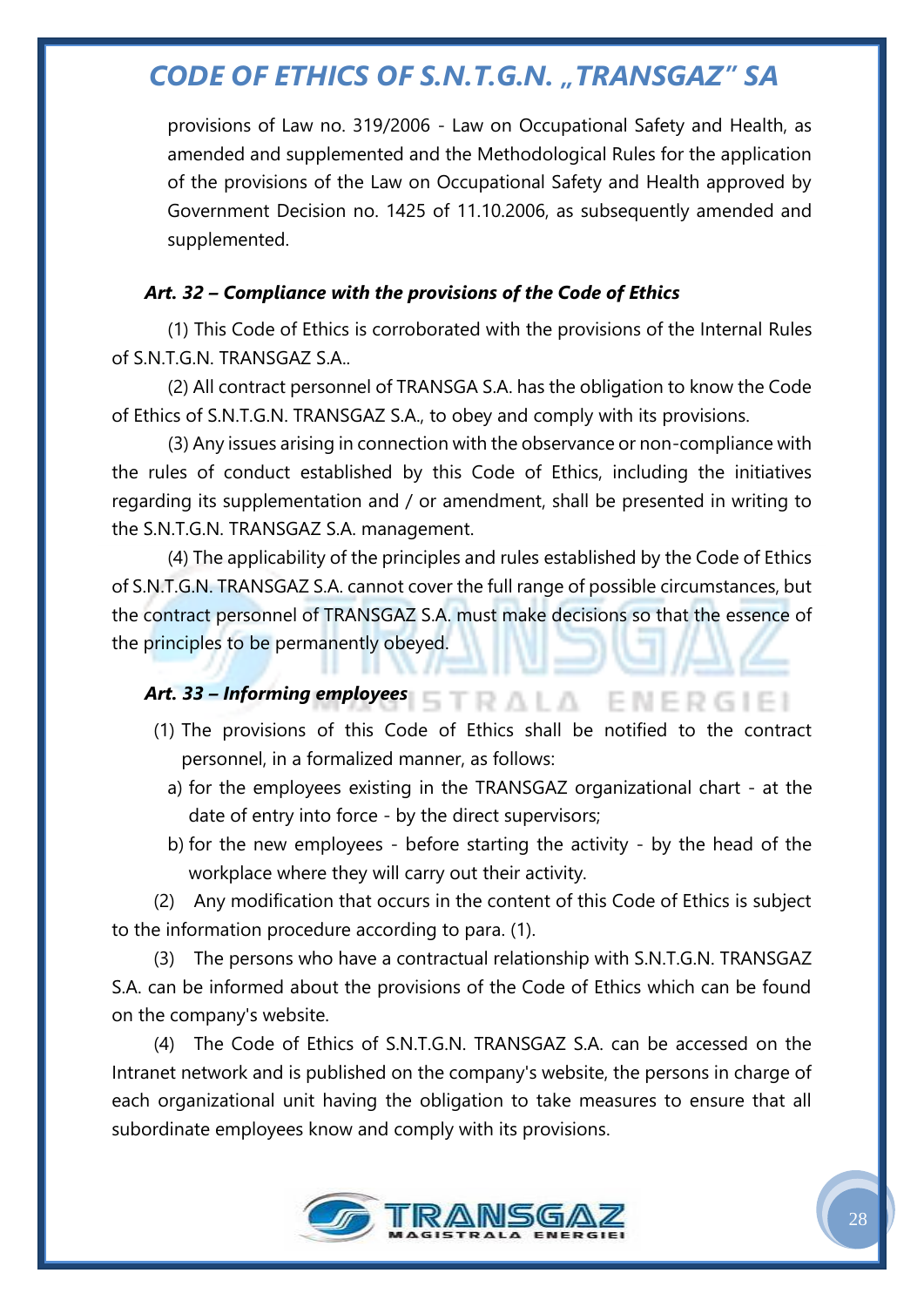provisions of Law no. 319/2006 - Law on Occupational Safety and Health, as amended and supplemented and the Methodological Rules for the application of the provisions of the Law on Occupational Safety and Health approved by Government Decision no. 1425 of 11.10.2006, as subsequently amended and supplemented.

***Art. 32 – Compliance with the provisions of the Code of Ethics***

(1) This Code of Ethics is corroborated with the provisions of the Internal Rules of S.N.T.G.N. TRANSGAZ S.A..

(2) All contract personnel of TRANSGA S.A. has the obligation to know the Code of Ethics of S.N.T.G.N. TRANSGAZ S.A., to obey and comply with its provisions.

(3) Any issues arising in connection with the observance or non-compliance with the rules of conduct established by this Code of Ethics, including the initiatives regarding its supplementation and / or amendment, shall be presented in writing to the S.N.T.G.N. TRANSGAZ S.A. management.

(4) The applicability of the principles and rules established by the Code of Ethics of S.N.T.G.N. TRANSGAZ S.A. cannot cover the full range of possible circumstances, but the contract personnel of TRANSGAZ S.A. must make decisions so that the essence of the principles to be permanently obeyed.

***Art. 33 – Informing employees***

(1) The provisions of this Code of Ethics shall be notified to the contract personnel, in a formalized manner, as follows:

a) for the employees existing in the TRANSGAZ organizational chart - at the date of entry into force - by the direct supervisors;

b) for the new employees - before starting the activity - by the head of the workplace where they will carry out their activity.

(2) Any modification that occurs in the content of this Code of Ethics is subject to the information procedure according to para. (1).

(3) The persons who have a contractual relationship with S.N.T.G.N. TRANSGAZ S.A. can be informed about the provisions of the Code of Ethics which can be found on the company's website.

(4) The Code of Ethics of S.N.T.G.N. TRANSGAZ S.A. can be accessed on the Intranet network and is published on the company's website, the persons in charge of each organizational unit having the obligation to take measures to ensure that all subordinate employees know and comply with its provisions.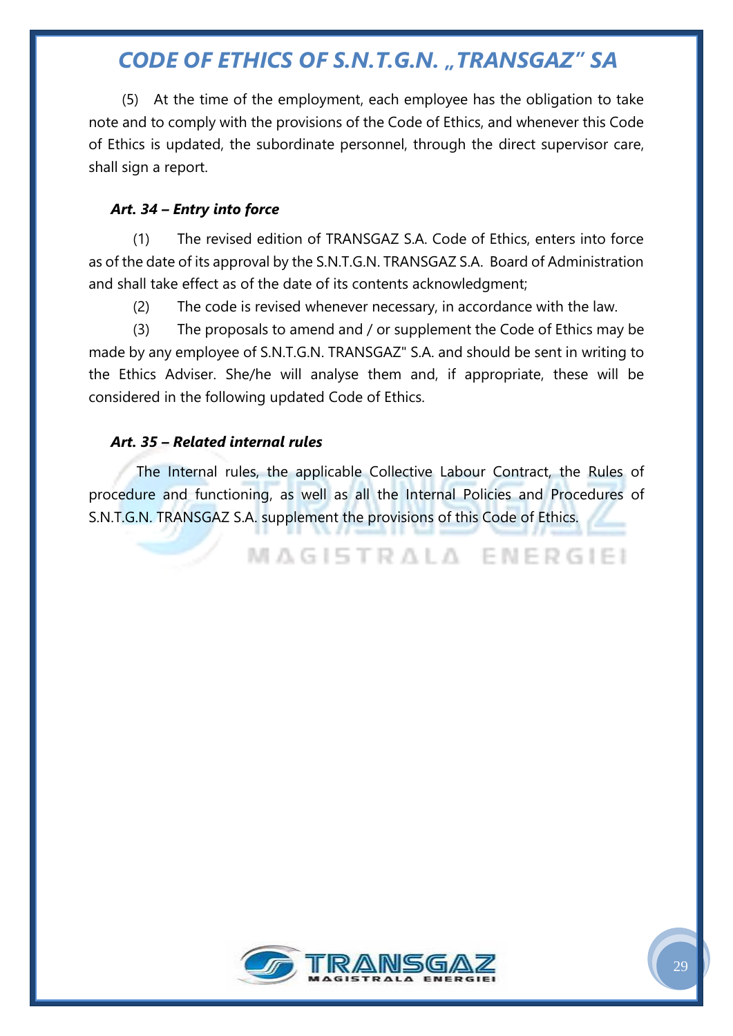(5) At the time of the employment, each employee has the obligation to take note and to comply with the provisions of the Code of Ethics, and whenever this Code of Ethics is updated, the subordinate personnel, through the direct supervisor care, shall sign a report.

### *Art. 34 – Entry into force*

(1) The revised edition of TRANSGAZ S.A. Code of Ethics, enters into force as of the date of its approval by the S.N.T.G.N. TRANSGAZ S.A. Board of Administration and shall take effect as of the date of its contents acknowledgment;

(2) The code is revised whenever necessary, in accordance with the law.

(3) The proposals to amend and / or supplement the Code of Ethics may be made by any employee of S.N.T.G.N. TRANSGAZ" S.A. and should be sent in writing to the Ethics Adviser. She/he will analyse them and, if appropriate, these will be considered in the following updated Code of Ethics.

### *Art. 35 – Related internal rules*

The Internal rules, the applicable Collective Labour Contract, the Rules of procedure and functioning, as well as all the Internal Policies and Procedures of S.N.T.G.N. TRANSGAZ S.A. supplement the provisions of this Code of Ethics.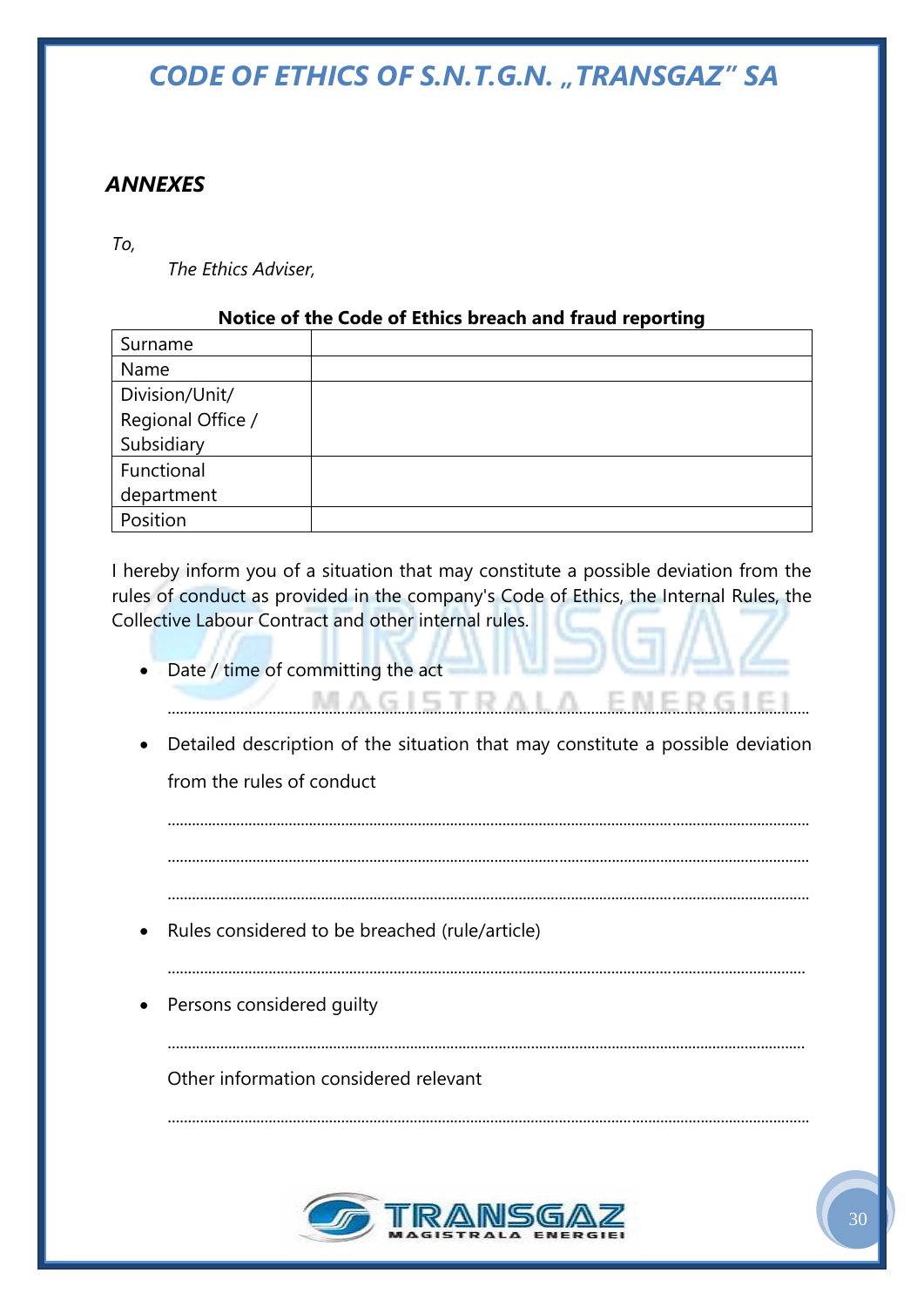## *ANNEXES*

*To,*

*The Ethics Adviser,*

**Notice of the Code of Ethics breach and fraud reporting**

| Surname | |
|---|---|
| Name | |
| Division/Unit/ Regional Office / Subsidiary | |
| Functional department | |
| Position | |

I hereby inform you of a situation that may constitute a possible deviation from the rules of conduct as provided in the company's Code of Ethics, the Internal Rules, the Collective Labour Contract and other internal rules.

- Date / time of committing the act

  ……………………………………………………………………………………………………………………

- Detailed description of the situation that may constitute a possible deviation from the rules of conduct

  ……………………………………………………………………………………………………………………

  ……………………………………………………………………………………………………………………

  ……………………………………………………………………………………………………………………

- Rules considered to be breached (rule/article)

  ……………………………………………………………………………………………………………………

- Persons considered guilty

  ……………………………………………………………………………………………………………………

  Other information considered relevant

  ……………………………………………………………………………………………………………………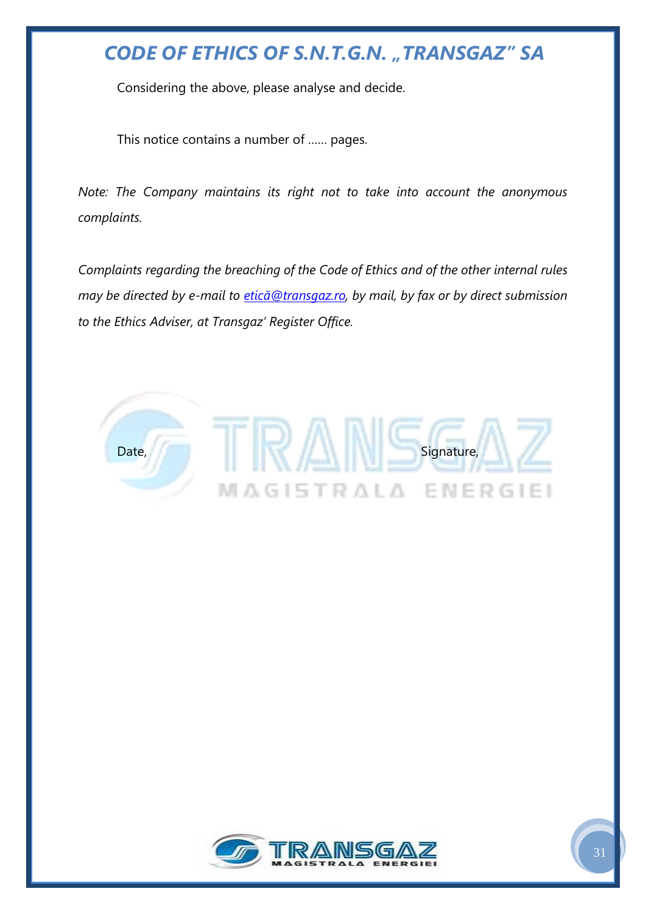Considering the above, please analyse and decide.

This notice contains a number of …… pages.

*Note: The Company maintains its right not to take into account the anonymous complaints.*

*Complaints regarding the breaching of the Code of Ethics and of the other internal rules may be directed by e-mail to etică@transgaz.ro, by mail, by fax or by direct submission to the Ethics Adviser, at Transgaz' Register Office.*

Date, Signature,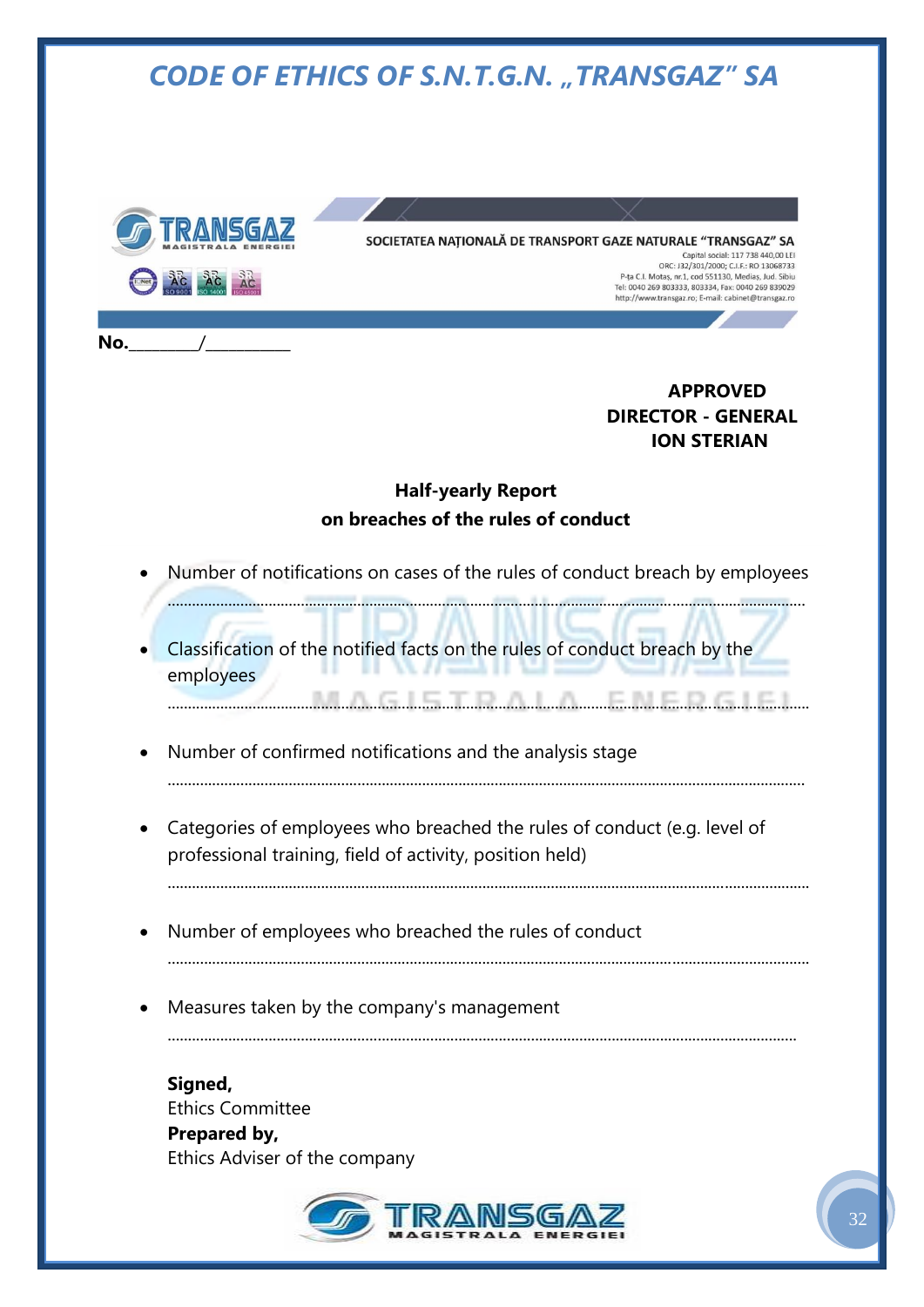SOCIETATEA NAȚIONALĂ DE TRANSPORT GAZE NATURALE "TRANSGAZ" SA

Capital social: 117 738 440,00 LEI
ORC: J32/301/2000; C.I.F.: RO 13068733
P-ța C.I. Motaș, nr.1, cod 551130, Mediaș, Jud. Sibiu
Tel: 0040 269 803333, 803334, Fax: 0040 269 839029
http://www.transgaz.ro; E-mail: cabinet@transgaz.ro

**No.________/__________**

**APPROVED**
**DIRECTOR - GENERAL**
**ION STERIAN**

**Half-yearly Report**
**on breaches of the rules of conduct**

- Number of notifications on cases of the rules of conduct breach by employees
  ..................................................................................................................................................
- Classification of the notified facts on the rules of conduct breach by the employees
  ..................................................................................................................................................
- Number of confirmed notifications and the analysis stage
  ..................................................................................................................................................
- Categories of employees who breached the rules of conduct (e.g. level of professional training, field of activity, position held)
  ..................................................................................................................................................
- Number of employees who breached the rules of conduct
  ..................................................................................................................................................
- Measures taken by the company's management
  ..................................................................................................................................................

**Signed,**
Ethics Committee
**Prepared by,**
Ethics Adviser of the company